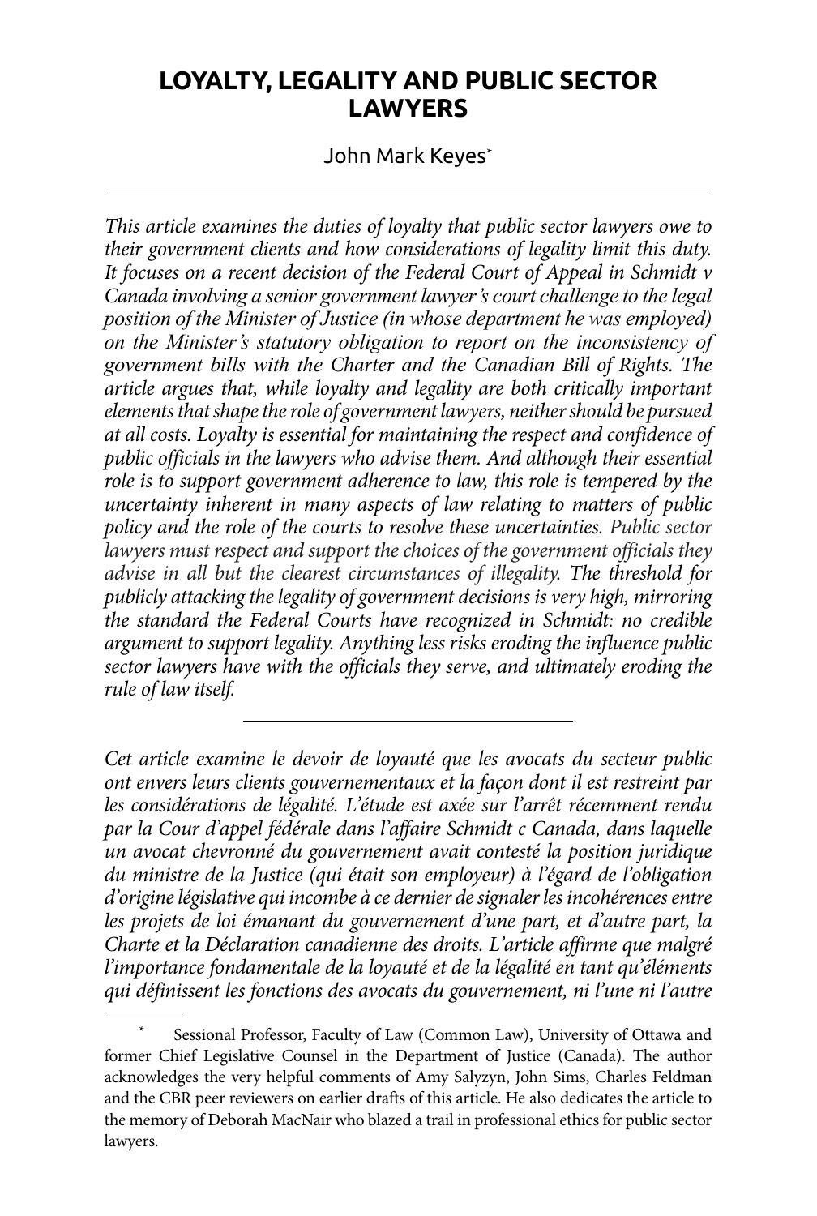# LOYALTY, LEGALITY AND PUBLIC SECTOR LAWYERS

John Mark Keyes*

---

*This article examines the duties of loyalty that public sector lawyers owe to their government clients and how considerations of legality limit this duty. It focuses on a recent decision of the Federal Court of Appeal in Schmidt v Canada involving a senior government lawyer's court challenge to the legal position of the Minister of Justice (in whose department he was employed) on the Minister's statutory obligation to report on the inconsistency of government bills with the Charter and the Canadian Bill of Rights. The article argues that, while loyalty and legality are both critically important elements that shape the role of government lawyers, neither should be pursued at all costs. Loyalty is essential for maintaining the respect and confidence of public officials in the lawyers who advise them. And although their essential role is to support government adherence to law, this role is tempered by the uncertainty inherent in many aspects of law relating to matters of public policy and the role of the courts to resolve these uncertainties. Public sector lawyers must respect and support the choices of the government officials they advise in all but the clearest circumstances of illegality. The threshold for publicly attacking the legality of government decisions is very high, mirroring the standard the Federal Courts have recognized in Schmidt: no credible argument to support legality. Anything less risks eroding the influence public sector lawyers have with the officials they serve, and ultimately eroding the rule of law itself.*

---

*Cet article examine le devoir de loyauté que les avocats du secteur public ont envers leurs clients gouvernementaux et la façon dont il est restreint par les considérations de légalité. L'étude est axée sur l'arrêt récemment rendu par la Cour d'appel fédérale dans l'affaire Schmidt c Canada, dans laquelle un avocat chevronné du gouvernement avait contesté la position juridique du ministre de la Justice (qui était son employeur) à l'égard de l'obligation d'origine législative qui incombe à ce dernier de signaler les incohérences entre les projets de loi émanant du gouvernement d'une part, et d'autre part, la Charte et la Déclaration canadienne des droits. L'article affirme que malgré l'importance fondamentale de la loyauté et de la légalité en tant qu'éléments qui définissent les fonctions des avocats du gouvernement, ni l'une ni l'autre*

---

\* Sessional Professor, Faculty of Law (Common Law), University of Ottawa and former Chief Legislative Counsel in the Department of Justice (Canada). The author acknowledges the very helpful comments of Amy Salyzyn, John Sims, Charles Feldman and the CBR peer reviewers on earlier drafts of this article. He also dedicates the article to the memory of Deborah MacNair who blazed a trail in professional ethics for public sector lawyers.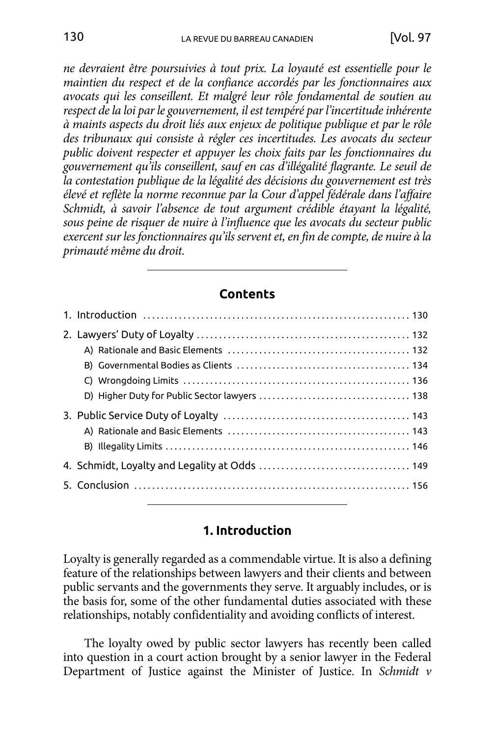*ne devraient être poursuivies à tout prix. La loyauté est essentielle pour le maintien du respect et de la confiance accordés par les fonctionnaires aux avocats qui les conseillent. Et malgré leur rôle fondamental de soutien au respect de la loi par le gouvernement, il est tempéré par l'incertitude inhérente à maints aspects du droit liés aux enjeux de politique publique et par le rôle des tribunaux qui consiste à régler ces incertitudes. Les avocats du secteur public doivent respecter et appuyer les choix faits par les fonctionnaires du gouvernement qu'ils conseillent, sauf en cas d'illégalité flagrante. Le seuil de la contestation publique de la légalité des décisions du gouvernement est très élevé et reflète la norme reconnue par la Cour d'appel fédérale dans l'affaire Schmidt, à savoir l'absence de tout argument crédible étayant la légalité, sous peine de risquer de nuire à l'influence que les avocats du secteur public exercent sur les fonctionnaires qu'ils servent et, en fin de compte, de nuire à la primauté même du droit.*

---

**Contents**

1. Introduction ........ 130
2. Lawyers' Duty of Loyalty ........ 132
   - A) Rationale and Basic Elements ........ 132
   - B) Governmental Bodies as Clients ........ 134
   - C) Wrongdoing Limits ........ 136
   - D) Higher Duty for Public Sector lawyers ........ 138
3. Public Service Duty of Loyalty ........ 143
   - A) Rationale and Basic Elements ........ 143
   - B) Illegality Limits ........ 146
4. Schmidt, Loyalty and Legality at Odds ........ 149
5. Conclusion ........ 156

---

## 1. Introduction

Loyalty is generally regarded as a commendable virtue. It is also a defining feature of the relationships between lawyers and their clients and between public servants and the governments they serve. It arguably includes, or is the basis for, some of the other fundamental duties associated with these relationships, notably confidentiality and avoiding conflicts of interest.

The loyalty owed by public sector lawyers has recently been called into question in a court action brought by a senior lawyer in the Federal Department of Justice against the Minister of Justice. In *Schmidt v*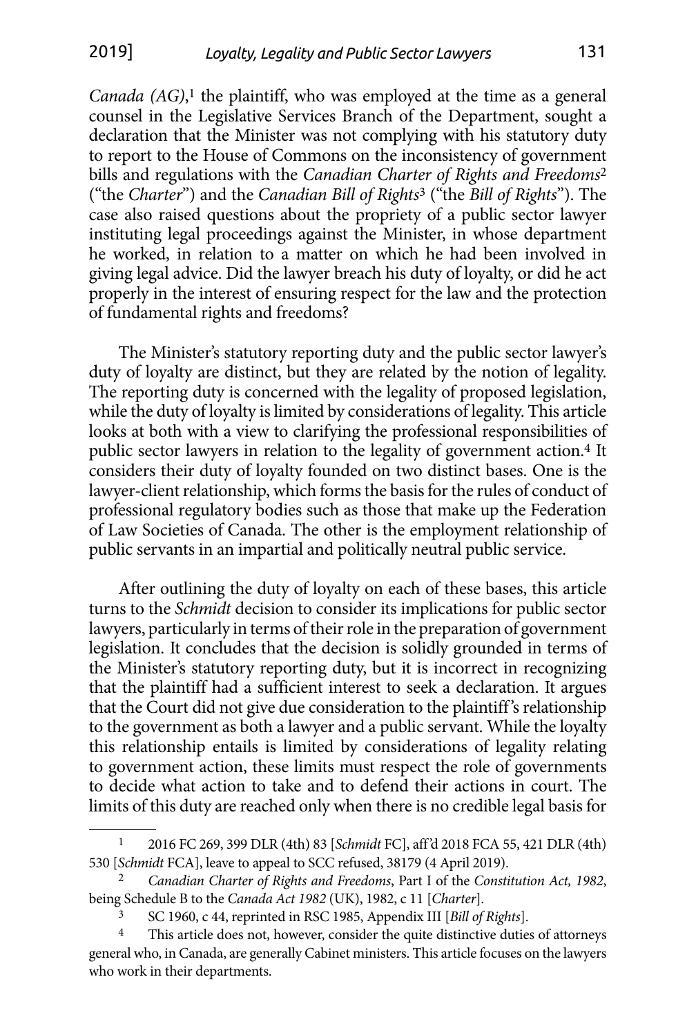*Canada (AG)*,[1] the plaintiff, who was employed at the time as a general counsel in the Legislative Services Branch of the Department, sought a declaration that the Minister was not complying with his statutory duty to report to the House of Commons on the inconsistency of government bills and regulations with the *Canadian Charter of Rights and Freedoms*[2] ("the *Charter*") and the *Canadian Bill of Rights*[3] ("the *Bill of Rights*"). The case also raised questions about the propriety of a public sector lawyer instituting legal proceedings against the Minister, in whose department he worked, in relation to a matter on which he had been involved in giving legal advice. Did the lawyer breach his duty of loyalty, or did he act properly in the interest of ensuring respect for the law and the protection of fundamental rights and freedoms?

The Minister's statutory reporting duty and the public sector lawyer's duty of loyalty are distinct, but they are related by the notion of legality. The reporting duty is concerned with the legality of proposed legislation, while the duty of loyalty is limited by considerations of legality. This article looks at both with a view to clarifying the professional responsibilities of public sector lawyers in relation to the legality of government action.[4] It considers their duty of loyalty founded on two distinct bases. One is the lawyer-client relationship, which forms the basis for the rules of conduct of professional regulatory bodies such as those that make up the Federation of Law Societies of Canada. The other is the employment relationship of public servants in an impartial and politically neutral public service.

After outlining the duty of loyalty on each of these bases, this article turns to the *Schmidt* decision to consider its implications for public sector lawyers, particularly in terms of their role in the preparation of government legislation. It concludes that the decision is solidly grounded in terms of the Minister's statutory reporting duty, but it is incorrect in recognizing that the plaintiff had a sufficient interest to seek a declaration. It argues that the Court did not give due consideration to the plaintiff's relationship to the government as both a lawyer and a public servant. While the loyalty this relationship entails is limited by considerations of legality relating to government action, these limits must respect the role of governments to decide what action to take and to defend their actions in court. The limits of this duty are reached only when there is no credible legal basis for

---

[1] 2016 FC 269, 399 DLR (4th) 83 [*Schmidt* FC], aff'd 2018 FCA 55, 421 DLR (4th) 530 [*Schmidt* FCA], leave to appeal to SCC refused, 38179 (4 April 2019).

[2] *Canadian Charter of Rights and Freedoms*, Part I of the *Constitution Act, 1982*, being Schedule B to the *Canada Act 1982* (UK), 1982, c 11 [*Charter*].

[3] SC 1960, c 44, reprinted in RSC 1985, Appendix III [*Bill of Rights*].

[4] This article does not, however, consider the quite distinctive duties of attorneys general who, in Canada, are generally Cabinet ministers. This article focuses on the lawyers who work in their departments.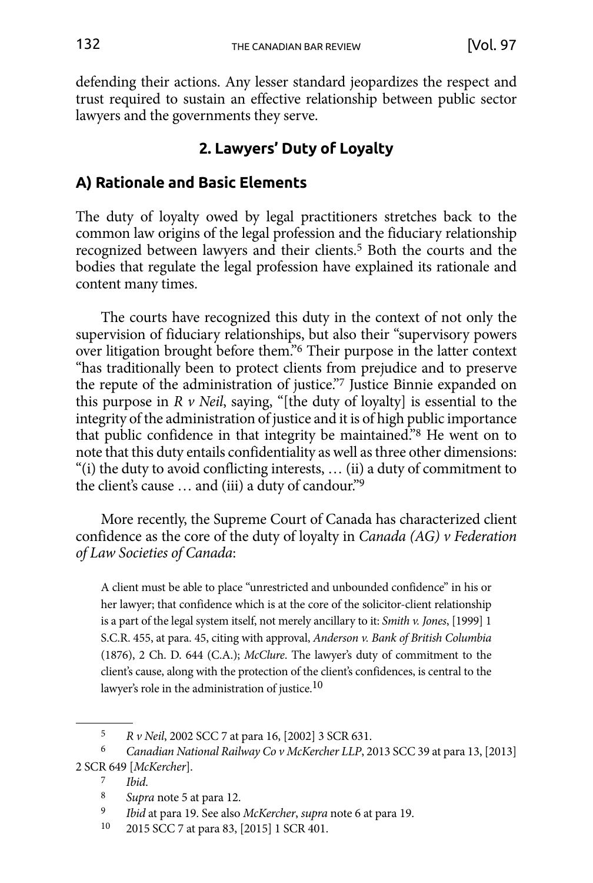defending their actions. Any lesser standard jeopardizes the respect and trust required to sustain an effective relationship between public sector lawyers and the governments they serve.

## 2. Lawyers' Duty of Loyalty

### A) Rationale and Basic Elements

The duty of loyalty owed by legal practitioners stretches back to the common law origins of the legal profession and the fiduciary relationship recognized between lawyers and their clients.[5] Both the courts and the bodies that regulate the legal profession have explained its rationale and content many times.

The courts have recognized this duty in the context of not only the supervision of fiduciary relationships, but also their "supervisory powers over litigation brought before them."[6] Their purpose in the latter context "has traditionally been to protect clients from prejudice and to preserve the repute of the administration of justice."[7] Justice Binnie expanded on this purpose in *R v Neil*, saying, "[the duty of loyalty] is essential to the integrity of the administration of justice and it is of high public importance that public confidence in that integrity be maintained."[8] He went on to note that this duty entails confidentiality as well as three other dimensions: "(i) the duty to avoid conflicting interests, … (ii) a duty of commitment to the client's cause … and (iii) a duty of candour."[9]

More recently, the Supreme Court of Canada has characterized client confidence as the core of the duty of loyalty in *Canada (AG) v Federation of Law Societies of Canada*:

> A client must be able to place "unrestricted and unbounded confidence" in his or her lawyer; that confidence which is at the core of the solicitor-client relationship is a part of the legal system itself, not merely ancillary to it: *Smith v. Jones*, [1999] 1 S.C.R. 455, at para. 45, citing with approval, *Anderson v. Bank of British Columbia* (1876), 2 Ch. D. 644 (C.A.); *McClure*. The lawyer's duty of commitment to the client's cause, along with the protection of the client's confidences, is central to the lawyer's role in the administration of justice.[10]

---

5 *R v Neil*, 2002 SCC 7 at para 16, [2002] 3 SCR 631.

6 *Canadian National Railway Co v McKercher LLP*, 2013 SCC 39 at para 13, [2013] 2 SCR 649 [*McKercher*].

7 *Ibid*.

8 *Supra* note 5 at para 12.

9 *Ibid* at para 19. See also *McKercher*, *supra* note 6 at para 19.

10 2015 SCC 7 at para 83, [2015] 1 SCR 401.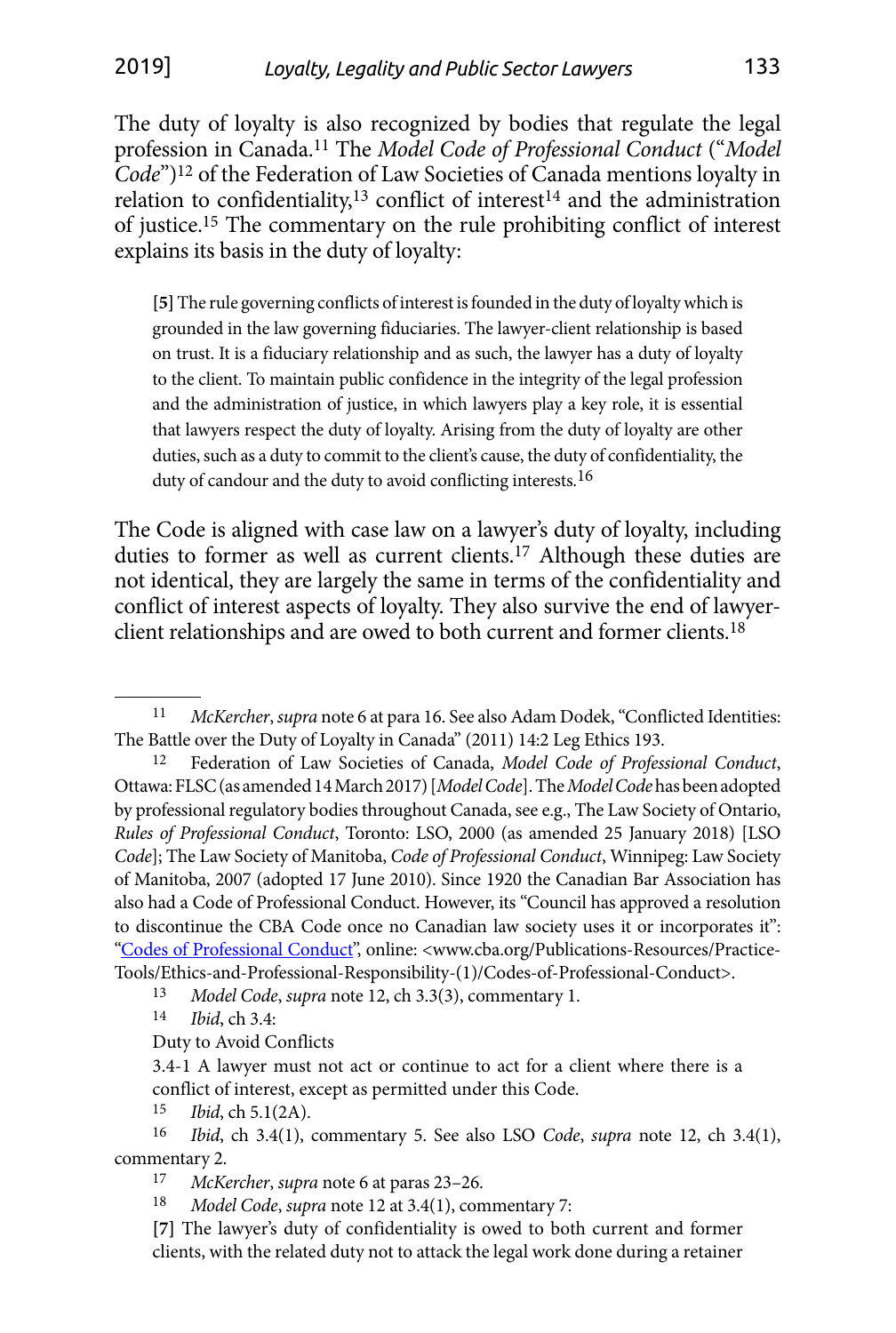The duty of loyalty is also recognized by bodies that regulate the legal profession in Canada.[11] The *Model Code of Professional Conduct* ("*Model Code*")[12] of the Federation of Law Societies of Canada mentions loyalty in relation to confidentiality,[13] conflict of interest[14] and the administration of justice.[15] The commentary on the rule prohibiting conflict of interest explains its basis in the duty of loyalty:

> [5] The rule governing conflicts of interest is founded in the duty of loyalty which is grounded in the law governing fiduciaries. The lawyer-client relationship is based on trust. It is a fiduciary relationship and as such, the lawyer has a duty of loyalty to the client. To maintain public confidence in the integrity of the legal profession and the administration of justice, in which lawyers play a key role, it is essential that lawyers respect the duty of loyalty. Arising from the duty of loyalty are other duties, such as a duty to commit to the client's cause, the duty of confidentiality, the duty of candour and the duty to avoid conflicting interests.[16]

The Code is aligned with case law on a lawyer's duty of loyalty, including duties to former as well as current clients.[17] Although these duties are not identical, they are largely the same in terms of the confidentiality and conflict of interest aspects of loyalty. They also survive the end of lawyer-client relationships and are owed to both current and former clients.[18]

---

[11] *McKercher*, *supra* note 6 at para 16. See also Adam Dodek, "Conflicted Identities: The Battle over the Duty of Loyalty in Canada" (2011) 14:2 Leg Ethics 193.

[12] Federation of Law Societies of Canada, *Model Code of Professional Conduct*, Ottawa: FLSC (as amended 14 March 2017) [*Model Code*]. The *Model Code* has been adopted by professional regulatory bodies throughout Canada, see e.g., The Law Society of Ontario, *Rules of Professional Conduct*, Toronto: LSO, 2000 (as amended 25 January 2018) [LSO *Code*]; The Law Society of Manitoba, *Code of Professional Conduct*, Winnipeg: Law Society of Manitoba, 2007 (adopted 17 June 2010). Since 1920 the Canadian Bar Association has also had a Code of Professional Conduct. However, its "Council has approved a resolution to discontinue the CBA Code once no Canadian law society uses it or incorporates it": "Codes of Professional Conduct", online: <www.cba.org/Publications-Resources/Practice-Tools/Ethics-and-Professional-Responsibility-(1)/Codes-of-Professional-Conduct>.

[13] *Model Code*, *supra* note 12, ch 3.3(3), commentary 1.

[14] *Ibid*, ch 3.4:

Duty to Avoid Conflicts

3.4-1 A lawyer must not act or continue to act for a client where there is a conflict of interest, except as permitted under this Code.

[15] *Ibid*, ch 5.1(2A).

[16] *Ibid*, ch 3.4(1), commentary 5. See also LSO *Code*, *supra* note 12, ch 3.4(1), commentary 2.

[17] *McKercher*, *supra* note 6 at paras 23–26.

[18] *Model Code*, *supra* note 12 at 3.4(1), commentary 7:

[7] The lawyer's duty of confidentiality is owed to both current and former clients, with the related duty not to attack the legal work done during a retainer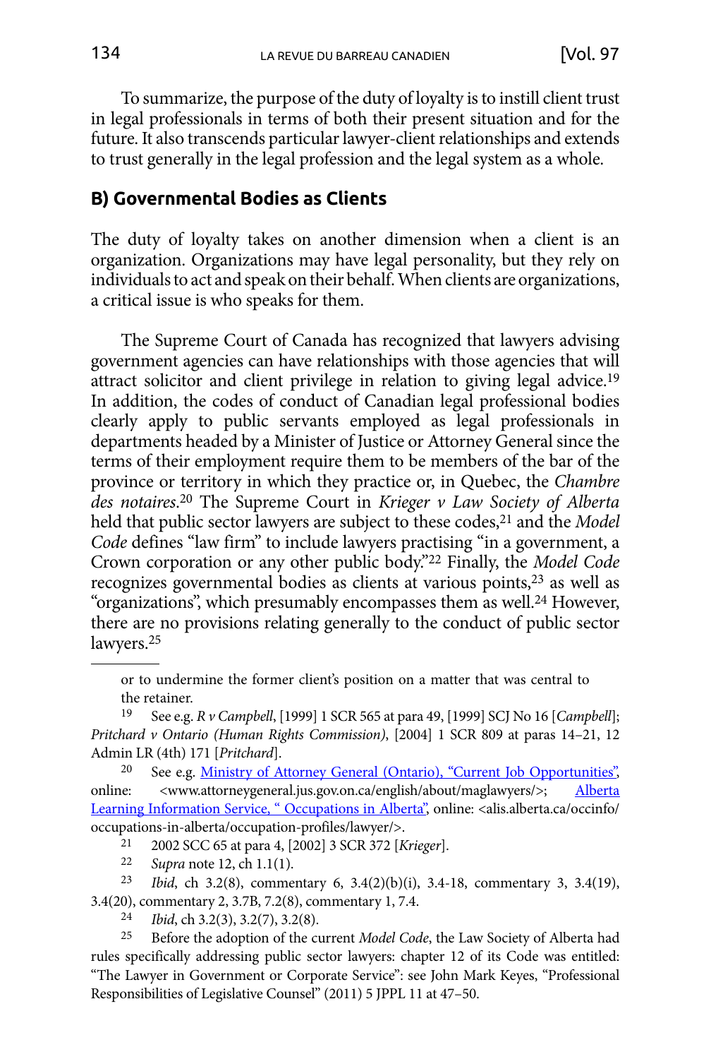To summarize, the purpose of the duty of loyalty is to instill client trust in legal professionals in terms of both their present situation and for the future. It also transcends particular lawyer-client relationships and extends to trust generally in the legal profession and the legal system as a whole.

## B) Governmental Bodies as Clients

The duty of loyalty takes on another dimension when a client is an organization. Organizations may have legal personality, but they rely on individuals to act and speak on their behalf. When clients are organizations, a critical issue is who speaks for them.

The Supreme Court of Canada has recognized that lawyers advising government agencies can have relationships with those agencies that will attract solicitor and client privilege in relation to giving legal advice.[19] In addition, the codes of conduct of Canadian legal professional bodies clearly apply to public servants employed as legal professionals in departments headed by a Minister of Justice or Attorney General since the terms of their employment require them to be members of the bar of the province or territory in which they practice or, in Quebec, the *Chambre des notaires*.[20] The Supreme Court in *Krieger v Law Society of Alberta* held that public sector lawyers are subject to these codes,[21] and the *Model Code* defines "law firm" to include lawyers practising "in a government, a Crown corporation or any other public body."[22] Finally, the *Model Code* recognizes governmental bodies as clients at various points,[23] as well as "organizations", which presumably encompasses them as well.[24] However, there are no provisions relating generally to the conduct of public sector lawyers.[25]

---

or to undermine the former client's position on a matter that was central to the retainer.

19 See e.g. *R v Campbell*, [1999] 1 SCR 565 at para 49, [1999] SCJ No 16 [*Campbell*]; *Pritchard v Ontario (Human Rights Commission)*, [2004] 1 SCR 809 at paras 14–21, 12 Admin LR (4th) 171 [*Pritchard*].

20 See e.g. Ministry of Attorney General (Ontario), "Current Job Opportunities", online: <www.attorneygeneral.jus.gov.on.ca/english/about/maglawyers/>; Alberta Learning Information Service, " Occupations in Alberta", online: <alis.alberta.ca/occinfo/occupations-in-alberta/occupation-profiles/lawyer/>.

21 2002 SCC 65 at para 4, [2002] 3 SCR 372 [*Krieger*].

22 *Supra* note 12, ch 1.1(1).

23 *Ibid*, ch 3.2(8), commentary 6, 3.4(2)(b)(i), 3.4-18, commentary 3, 3.4(19), 3.4(20), commentary 2, 3.7B, 7.2(8), commentary 1, 7.4.

24 *Ibid*, ch 3.2(3), 3.2(7), 3.2(8).

25 Before the adoption of the current *Model Code*, the Law Society of Alberta had rules specifically addressing public sector lawyers: chapter 12 of its Code was entitled: "The Lawyer in Government or Corporate Service": see John Mark Keyes, "Professional Responsibilities of Legislative Counsel" (2011) 5 JPPL 11 at 47–50.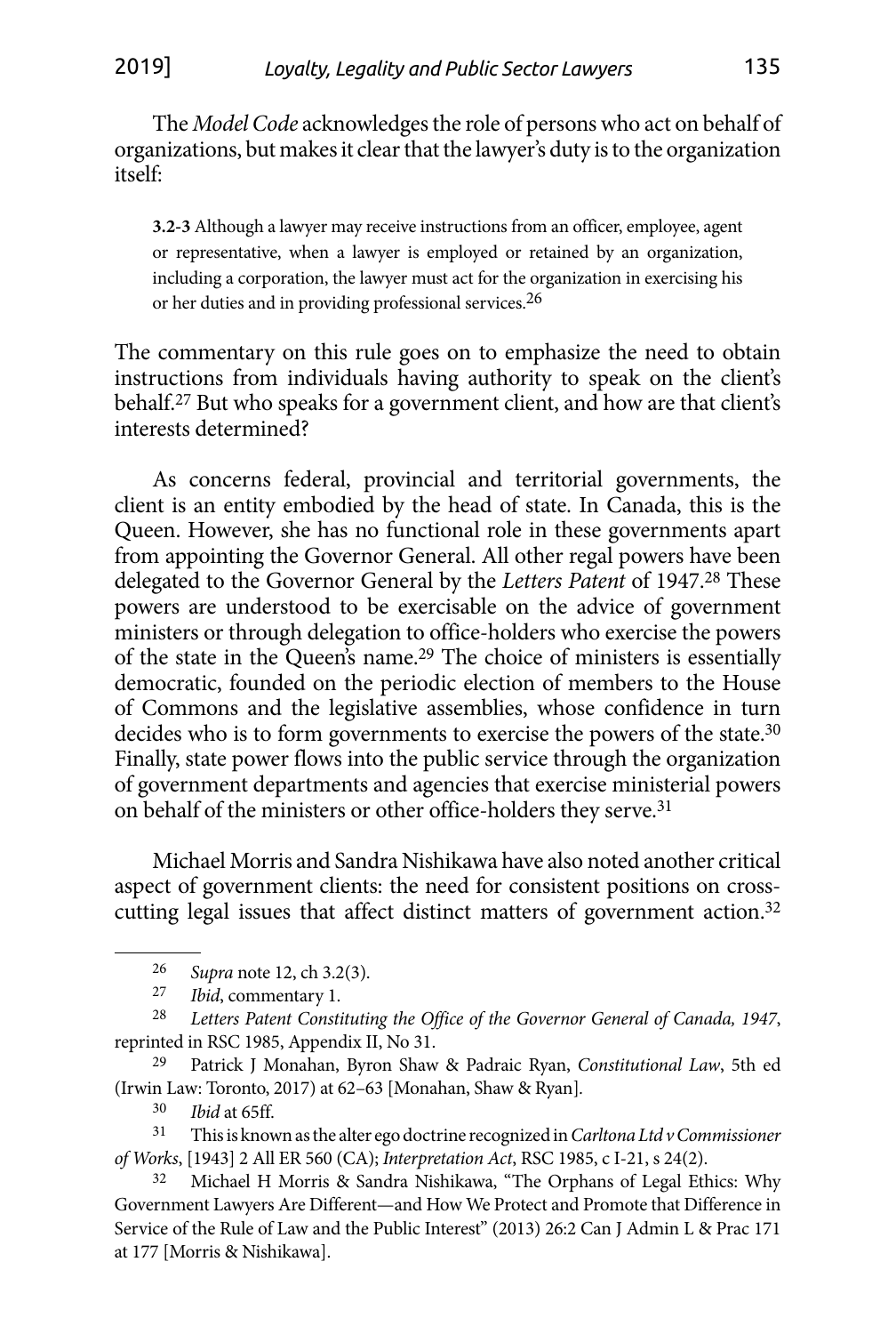The *Model Code* acknowledges the role of persons who act on behalf of organizations, but makes it clear that the lawyer's duty is to the organization itself:

> **3.2-3** Although a lawyer may receive instructions from an officer, employee, agent or representative, when a lawyer is employed or retained by an organization, including a corporation, the lawyer must act for the organization in exercising his or her duties and in providing professional services.[26]

The commentary on this rule goes on to emphasize the need to obtain instructions from individuals having authority to speak on the client's behalf.[27] But who speaks for a government client, and how are that client's interests determined?

As concerns federal, provincial and territorial governments, the client is an entity embodied by the head of state. In Canada, this is the Queen. However, she has no functional role in these governments apart from appointing the Governor General. All other regal powers have been delegated to the Governor General by the *Letters Patent* of 1947.[28] These powers are understood to be exercisable on the advice of government ministers or through delegation to office-holders who exercise the powers of the state in the Queen's name.[29] The choice of ministers is essentially democratic, founded on the periodic election of members to the House of Commons and the legislative assemblies, whose confidence in turn decides who is to form governments to exercise the powers of the state.[30] Finally, state power flows into the public service through the organization of government departments and agencies that exercise ministerial powers on behalf of the ministers or other office-holders they serve.[31]

Michael Morris and Sandra Nishikawa have also noted another critical aspect of government clients: the need for consistent positions on cross-cutting legal issues that affect distinct matters of government action.[32]

---

[26] *Supra* note 12, ch 3.2(3).

[27] *Ibid*, commentary 1.

[28] *Letters Patent Constituting the Office of the Governor General of Canada, 1947*, reprinted in RSC 1985, Appendix II, No 31.

[29] Patrick J Monahan, Byron Shaw & Padraic Ryan, *Constitutional Law*, 5th ed (Irwin Law: Toronto, 2017) at 62–63 [Monahan, Shaw & Ryan].

[30] *Ibid* at 65ff.

[31] This is known as the alter ego doctrine recognized in *Carltona Ltd v Commissioner of Works*, [1943] 2 All ER 560 (CA); *Interpretation Act*, RSC 1985, c I-21, s 24(2).

[32] Michael H Morris & Sandra Nishikawa, "The Orphans of Legal Ethics: Why Government Lawyers Are Different—and How We Protect and Promote that Difference in Service of the Rule of Law and the Public Interest" (2013) 26:2 Can J Admin L & Prac 171 at 177 [Morris & Nishikawa].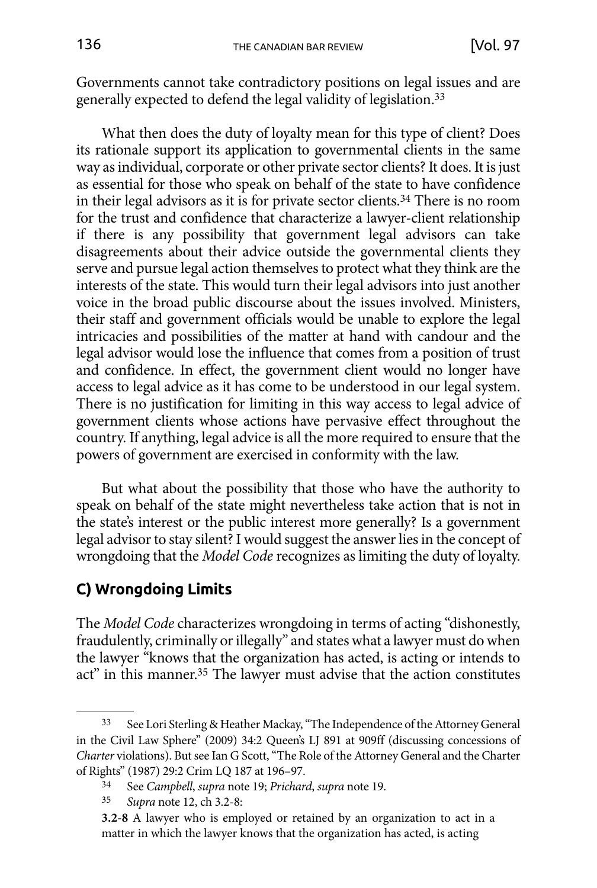Governments cannot take contradictory positions on legal issues and are generally expected to defend the legal validity of legislation.[33]

What then does the duty of loyalty mean for this type of client? Does its rationale support its application to governmental clients in the same way as individual, corporate or other private sector clients? It does. It is just as essential for those who speak on behalf of the state to have confidence in their legal advisors as it is for private sector clients.[34] There is no room for the trust and confidence that characterize a lawyer-client relationship if there is any possibility that government legal advisors can take disagreements about their advice outside the governmental clients they serve and pursue legal action themselves to protect what they think are the interests of the state. This would turn their legal advisors into just another voice in the broad public discourse about the issues involved. Ministers, their staff and government officials would be unable to explore the legal intricacies and possibilities of the matter at hand with candour and the legal advisor would lose the influence that comes from a position of trust and confidence. In effect, the government client would no longer have access to legal advice as it has come to be understood in our legal system. There is no justification for limiting in this way access to legal advice of government clients whose actions have pervasive effect throughout the country. If anything, legal advice is all the more required to ensure that the powers of government are exercised in conformity with the law.

But what about the possibility that those who have the authority to speak on behalf of the state might nevertheless take action that is not in the state's interest or the public interest more generally? Is a government legal advisor to stay silent? I would suggest the answer lies in the concept of wrongdoing that the *Model Code* recognizes as limiting the duty of loyalty.

### C) Wrongdoing Limits

The *Model Code* characterizes wrongdoing in terms of acting "dishonestly, fraudulently, criminally or illegally" and states what a lawyer must do when the lawyer "knows that the organization has acted, is acting or intends to act" in this manner.[35] The lawyer must advise that the action constitutes

---

[33] See Lori Sterling & Heather Mackay, "The Independence of the Attorney General in the Civil Law Sphere" (2009) 34:2 Queen's LJ 891 at 909ff (discussing concessions of *Charter* violations). But see Ian G Scott, "The Role of the Attorney General and the Charter of Rights" (1987) 29:2 Crim LQ 187 at 196–97.

[34] See *Campbell*, *supra* note 19; *Prichard*, *supra* note 19.

[35] *Supra* note 12, ch 3.2-8:

**3.2-8** A lawyer who is employed or retained by an organization to act in a matter in which the lawyer knows that the organization has acted, is acting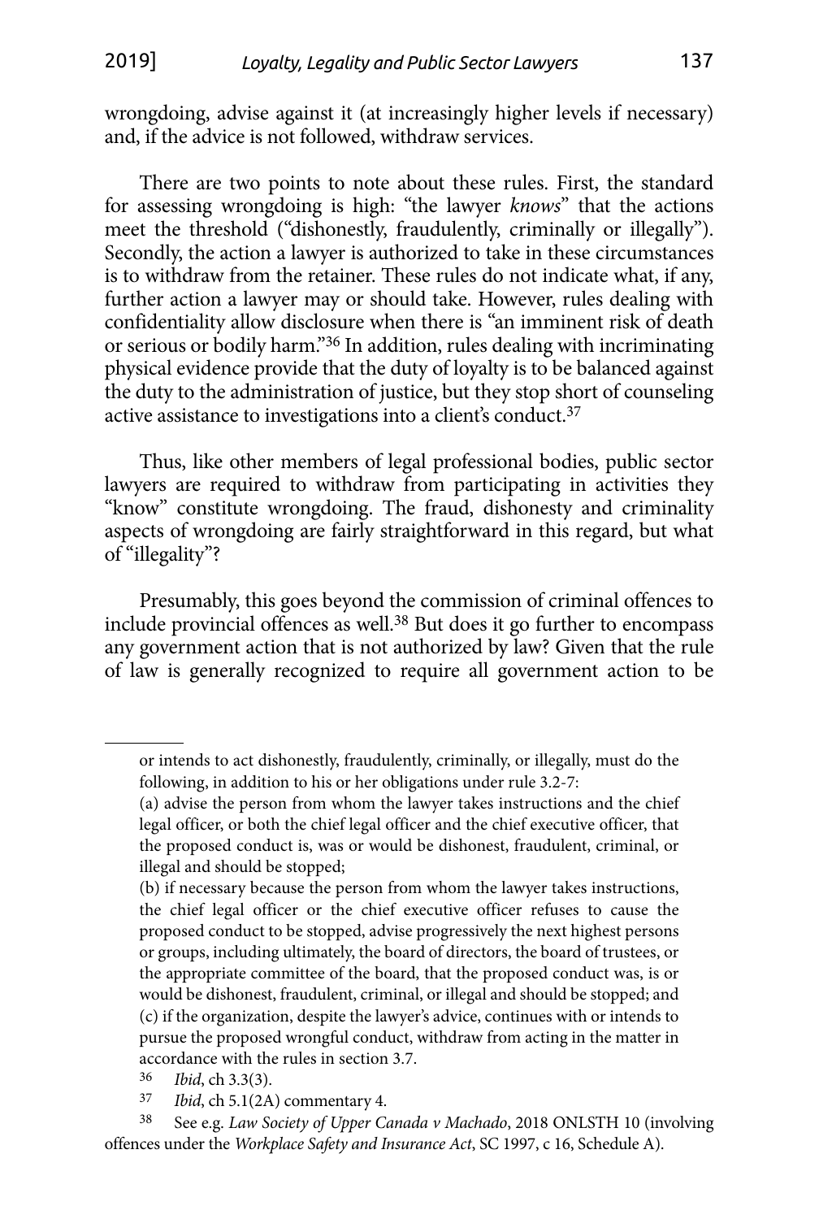wrongdoing, advise against it (at increasingly higher levels if necessary) and, if the advice is not followed, withdraw services.

There are two points to note about these rules. First, the standard for assessing wrongdoing is high: "the lawyer *knows*" that the actions meet the threshold ("dishonestly, fraudulently, criminally or illegally"). Secondly, the action a lawyer is authorized to take in these circumstances is to withdraw from the retainer. These rules do not indicate what, if any, further action a lawyer may or should take. However, rules dealing with confidentiality allow disclosure when there is "an imminent risk of death or serious or bodily harm."[36] In addition, rules dealing with incriminating physical evidence provide that the duty of loyalty is to be balanced against the duty to the administration of justice, but they stop short of counseling active assistance to investigations into a client's conduct.[37]

Thus, like other members of legal professional bodies, public sector lawyers are required to withdraw from participating in activities they "know" constitute wrongdoing. The fraud, dishonesty and criminality aspects of wrongdoing are fairly straightforward in this regard, but what of "illegality"?

Presumably, this goes beyond the commission of criminal offences to include provincial offences as well.[38] But does it go further to encompass any government action that is not authorized by law? Given that the rule of law is generally recognized to require all government action to be

---

or intends to act dishonestly, fraudulently, criminally, or illegally, must do the following, in addition to his or her obligations under rule 3.2-7:

(a) advise the person from whom the lawyer takes instructions and the chief legal officer, or both the chief legal officer and the chief executive officer, that the proposed conduct is, was or would be dishonest, fraudulent, criminal, or illegal and should be stopped;

(b) if necessary because the person from whom the lawyer takes instructions, the chief legal officer or the chief executive officer refuses to cause the proposed conduct to be stopped, advise progressively the next highest persons or groups, including ultimately, the board of directors, the board of trustees, or the appropriate committee of the board, that the proposed conduct was, is or would be dishonest, fraudulent, criminal, or illegal and should be stopped; and

(c) if the organization, despite the lawyer's advice, continues with or intends to pursue the proposed wrongful conduct, withdraw from acting in the matter in accordance with the rules in section 3.7.

[36] *Ibid*, ch 3.3(3).

[37] *Ibid*, ch 5.1(2A) commentary 4.

[38] See e.g. *Law Society of Upper Canada v Machado*, 2018 ONLSTH 10 (involving offences under the *Workplace Safety and Insurance Act*, SC 1997, c 16, Schedule A).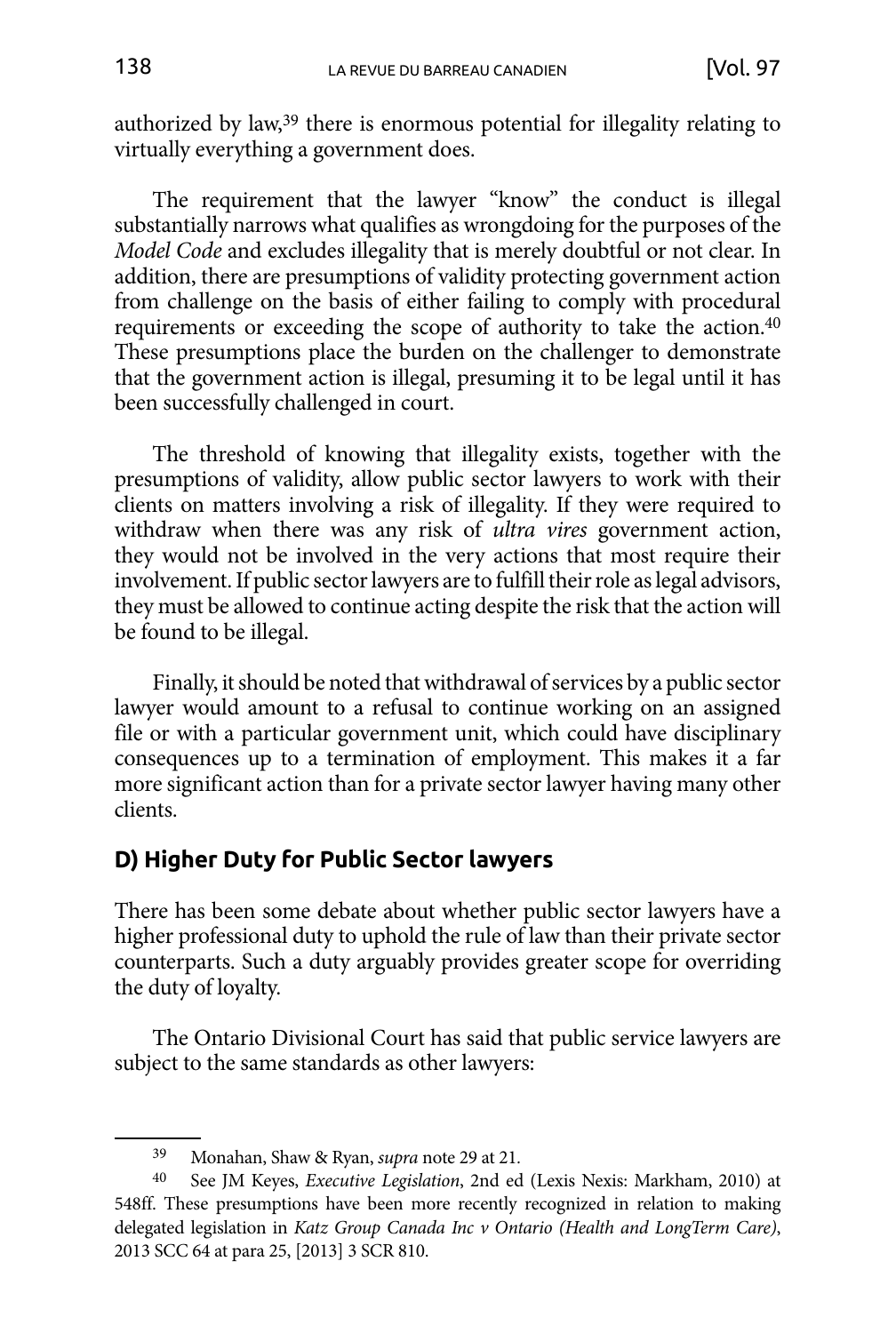authorized by law,[39] there is enormous potential for illegality relating to virtually everything a government does.

The requirement that the lawyer "know" the conduct is illegal substantially narrows what qualifies as wrongdoing for the purposes of the *Model Code* and excludes illegality that is merely doubtful or not clear. In addition, there are presumptions of validity protecting government action from challenge on the basis of either failing to comply with procedural requirements or exceeding the scope of authority to take the action.[40] These presumptions place the burden on the challenger to demonstrate that the government action is illegal, presuming it to be legal until it has been successfully challenged in court.

The threshold of knowing that illegality exists, together with the presumptions of validity, allow public sector lawyers to work with their clients on matters involving a risk of illegality. If they were required to withdraw when there was any risk of *ultra vires* government action, they would not be involved in the very actions that most require their involvement. If public sector lawyers are to fulfill their role as legal advisors, they must be allowed to continue acting despite the risk that the action will be found to be illegal.

Finally, it should be noted that withdrawal of services by a public sector lawyer would amount to a refusal to continue working on an assigned file or with a particular government unit, which could have disciplinary consequences up to a termination of employment. This makes it a far more significant action than for a private sector lawyer having many other clients.

### D) Higher Duty for Public Sector lawyers

There has been some debate about whether public sector lawyers have a higher professional duty to uphold the rule of law than their private sector counterparts. Such a duty arguably provides greater scope for overriding the duty of loyalty.

The Ontario Divisional Court has said that public service lawyers are subject to the same standards as other lawyers:

---

[39] Monahan, Shaw & Ryan, *supra* note 29 at 21.

[40] See JM Keyes, *Executive Legislation*, 2nd ed (Lexis Nexis: Markham, 2010) at 548ff. These presumptions have been more recently recognized in relation to making delegated legislation in *Katz Group Canada Inc v Ontario (Health and LongTerm Care)*, 2013 SCC 64 at para 25, [2013] 3 SCR 810.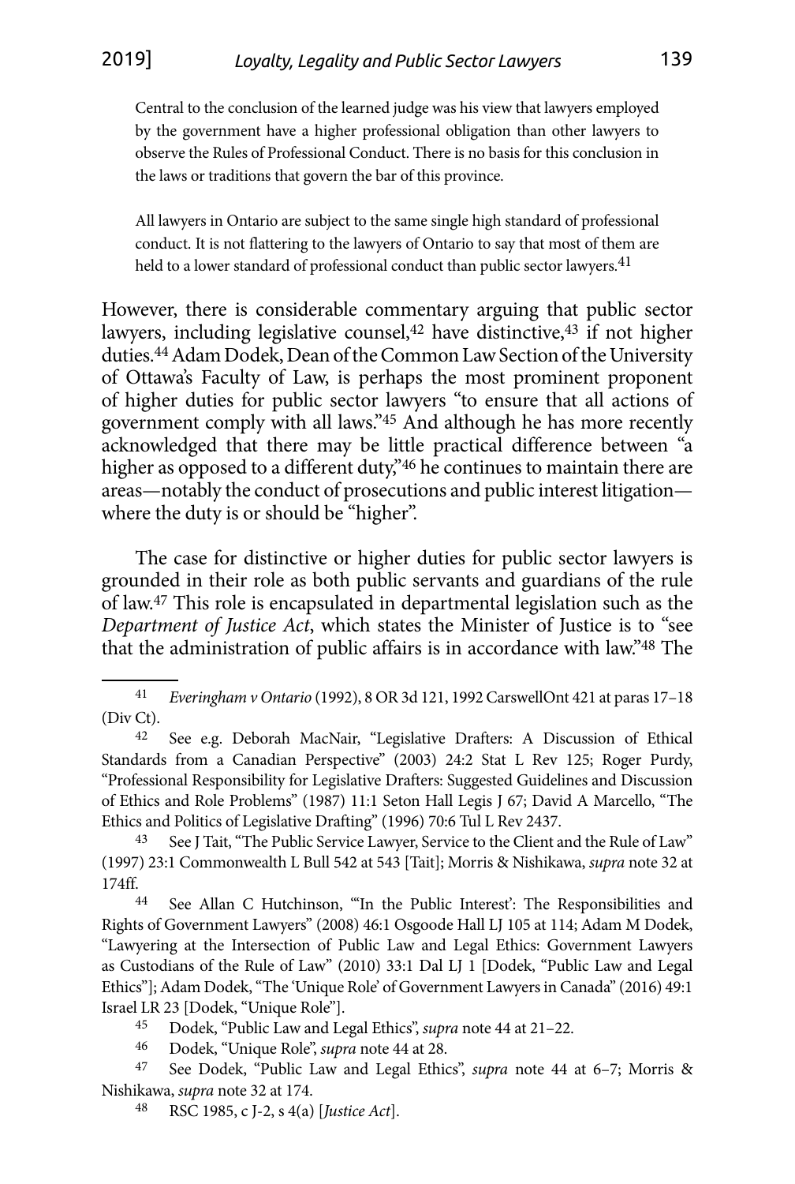> Central to the conclusion of the learned judge was his view that lawyers employed by the government have a higher professional obligation than other lawyers to observe the Rules of Professional Conduct. There is no basis for this conclusion in the laws or traditions that govern the bar of this province.
>
> All lawyers in Ontario are subject to the same single high standard of professional conduct. It is not flattering to the lawyers of Ontario to say that most of them are held to a lower standard of professional conduct than public sector lawyers.[41]

However, there is considerable commentary arguing that public sector lawyers, including legislative counsel,[42] have distinctive,[43] if not higher duties.[44] Adam Dodek, Dean of the Common Law Section of the University of Ottawa's Faculty of Law, is perhaps the most prominent proponent of higher duties for public sector lawyers "to ensure that all actions of government comply with all laws."[45] And although he has more recently acknowledged that there may be little practical difference between "a higher as opposed to a different duty,"[46] he continues to maintain there are areas—notably the conduct of prosecutions and public interest litigation—where the duty is or should be "higher".

The case for distinctive or higher duties for public sector lawyers is grounded in their role as both public servants and guardians of the rule of law.[47] This role is encapsulated in departmental legislation such as the *Department of Justice Act*, which states the Minister of Justice is to "see that the administration of public affairs is in accordance with law."[48] The

---

41 *Everingham v Ontario* (1992), 8 OR 3d 121, 1992 CarswellOnt 421 at paras 17–18 (Div Ct).

42 See e.g. Deborah MacNair, "Legislative Drafters: A Discussion of Ethical Standards from a Canadian Perspective" (2003) 24:2 Stat L Rev 125; Roger Purdy, "Professional Responsibility for Legislative Drafters: Suggested Guidelines and Discussion of Ethics and Role Problems" (1987) 11:1 Seton Hall Legis J 67; David A Marcello, "The Ethics and Politics of Legislative Drafting" (1996) 70:6 Tul L Rev 2437.

43 See J Tait, "The Public Service Lawyer, Service to the Client and the Rule of Law" (1997) 23:1 Commonwealth L Bull 542 at 543 [Tait]; Morris & Nishikawa, *supra* note 32 at 174ff.

44 See Allan C Hutchinson, "'In the Public Interest': The Responsibilities and Rights of Government Lawyers" (2008) 46:1 Osgoode Hall LJ 105 at 114; Adam M Dodek, "Lawyering at the Intersection of Public Law and Legal Ethics: Government Lawyers as Custodians of the Rule of Law" (2010) 33:1 Dal LJ 1 [Dodek, "Public Law and Legal Ethics"]; Adam Dodek, "The 'Unique Role' of Government Lawyers in Canada" (2016) 49:1 Israel LR 23 [Dodek, "Unique Role"].

45 Dodek, "Public Law and Legal Ethics", *supra* note 44 at 21–22.

46 Dodek, "Unique Role", *supra* note 44 at 28.

47 See Dodek, "Public Law and Legal Ethics", *supra* note 44 at 6–7; Morris & Nishikawa, *supra* note 32 at 174.

48 RSC 1985, c J-2, s 4(a) [*Justice Act*].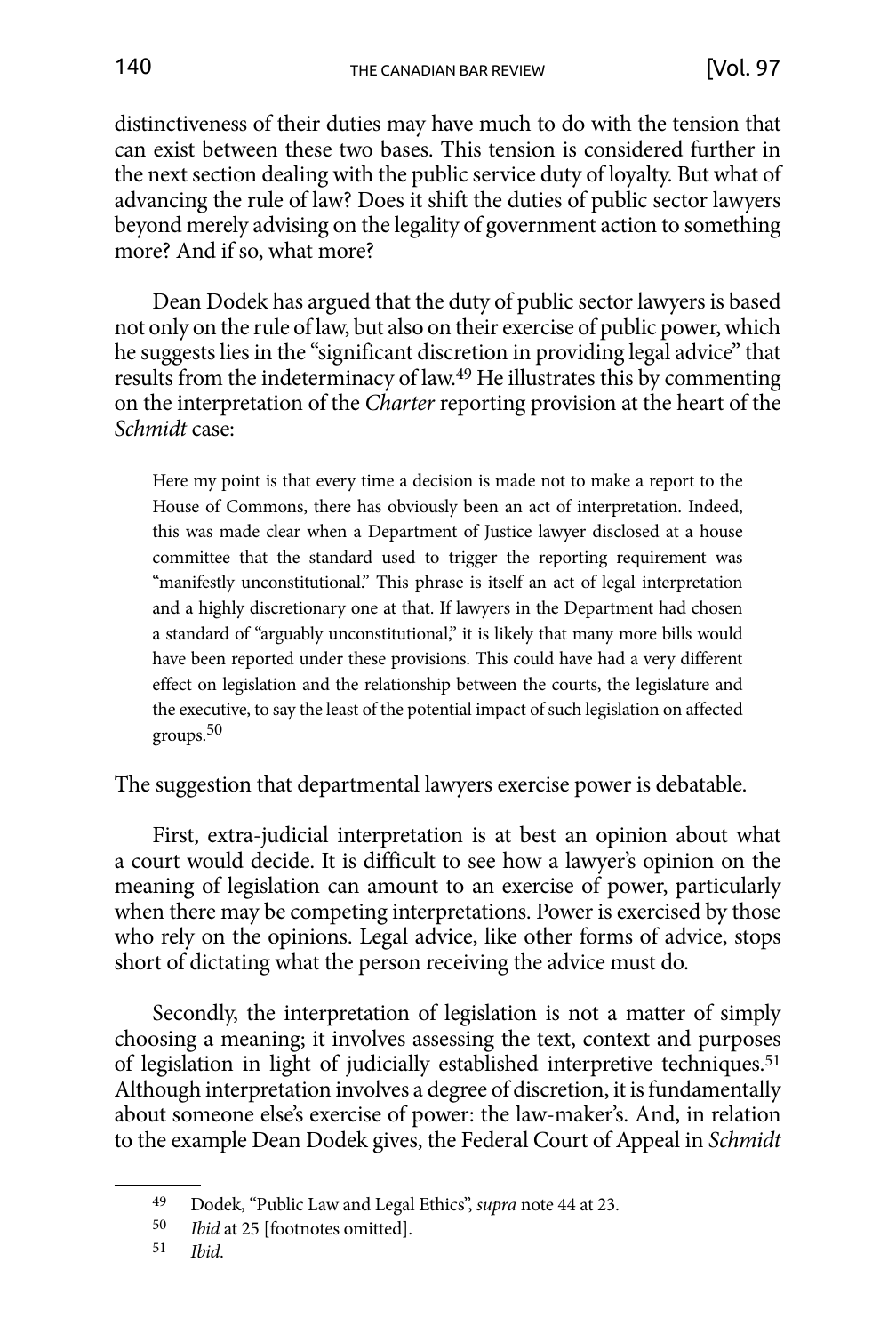distinctiveness of their duties may have much to do with the tension that can exist between these two bases. This tension is considered further in the next section dealing with the public service duty of loyalty. But what of advancing the rule of law? Does it shift the duties of public sector lawyers beyond merely advising on the legality of government action to something more? And if so, what more?

Dean Dodek has argued that the duty of public sector lawyers is based not only on the rule of law, but also on their exercise of public power, which he suggests lies in the "significant discretion in providing legal advice" that results from the indeterminacy of law.[49] He illustrates this by commenting on the interpretation of the *Charter* reporting provision at the heart of the *Schmidt* case:

> Here my point is that every time a decision is made not to make a report to the House of Commons, there has obviously been an act of interpretation. Indeed, this was made clear when a Department of Justice lawyer disclosed at a house committee that the standard used to trigger the reporting requirement was "manifestly unconstitutional." This phrase is itself an act of legal interpretation and a highly discretionary one at that. If lawyers in the Department had chosen a standard of "arguably unconstitutional," it is likely that many more bills would have been reported under these provisions. This could have had a very different effect on legislation and the relationship between the courts, the legislature and the executive, to say the least of the potential impact of such legislation on affected groups.[50]

The suggestion that departmental lawyers exercise power is debatable.

First, extra-judicial interpretation is at best an opinion about what a court would decide. It is difficult to see how a lawyer's opinion on the meaning of legislation can amount to an exercise of power, particularly when there may be competing interpretations. Power is exercised by those who rely on the opinions. Legal advice, like other forms of advice, stops short of dictating what the person receiving the advice must do.

Secondly, the interpretation of legislation is not a matter of simply choosing a meaning; it involves assessing the text, context and purposes of legislation in light of judicially established interpretive techniques.[51] Although interpretation involves a degree of discretion, it is fundamentally about someone else's exercise of power: the law-maker's. And, in relation to the example Dean Dodek gives, the Federal Court of Appeal in *Schmidt*

---

[49] Dodek, "Public Law and Legal Ethics", *supra* note 44 at 23.

[50] *Ibid* at 25 [footnotes omitted].

[51] *Ibid.*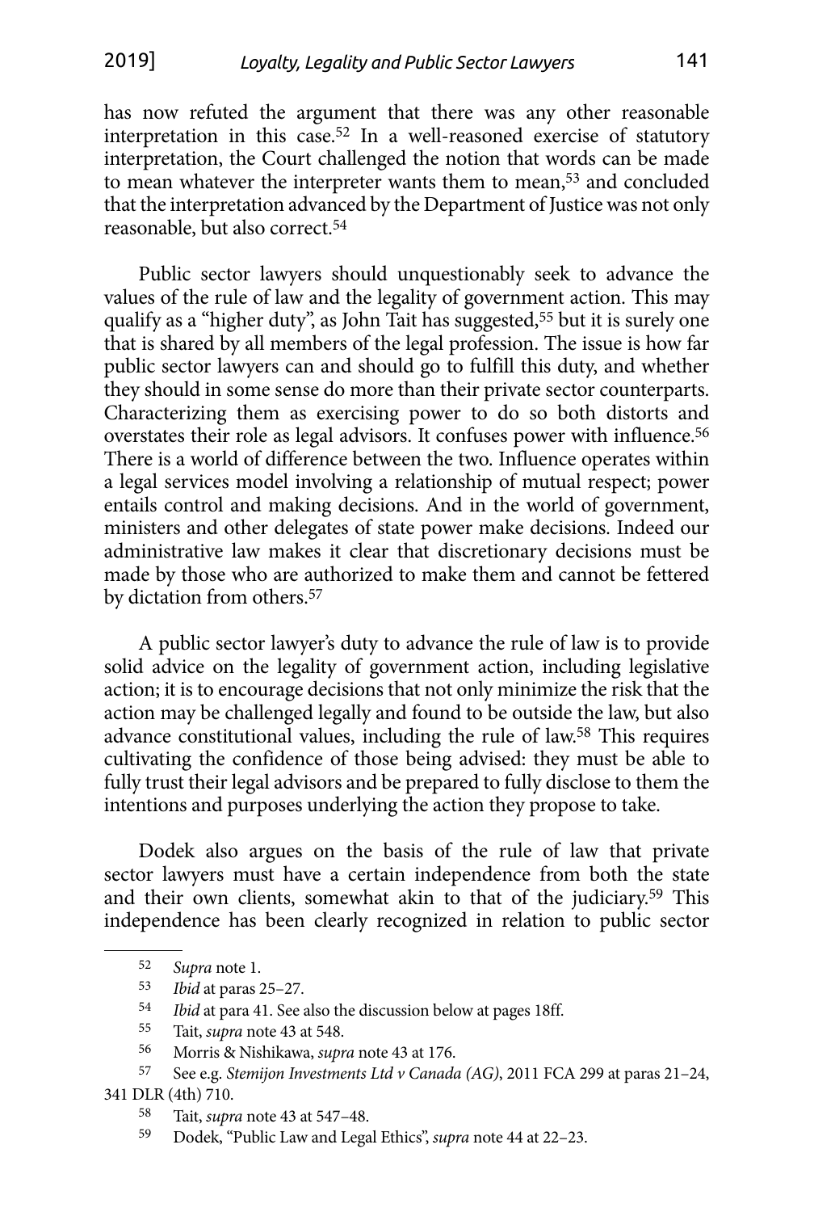has now refuted the argument that there was any other reasonable interpretation in this case.[52] In a well-reasoned exercise of statutory interpretation, the Court challenged the notion that words can be made to mean whatever the interpreter wants them to mean,[53] and concluded that the interpretation advanced by the Department of Justice was not only reasonable, but also correct.[54]

Public sector lawyers should unquestionably seek to advance the values of the rule of law and the legality of government action. This may qualify as a "higher duty", as John Tait has suggested,[55] but it is surely one that is shared by all members of the legal profession. The issue is how far public sector lawyers can and should go to fulfill this duty, and whether they should in some sense do more than their private sector counterparts. Characterizing them as exercising power to do so both distorts and overstates their role as legal advisors. It confuses power with influence.[56] There is a world of difference between the two. Influence operates within a legal services model involving a relationship of mutual respect; power entails control and making decisions. And in the world of government, ministers and other delegates of state power make decisions. Indeed our administrative law makes it clear that discretionary decisions must be made by those who are authorized to make them and cannot be fettered by dictation from others.[57]

A public sector lawyer's duty to advance the rule of law is to provide solid advice on the legality of government action, including legislative action; it is to encourage decisions that not only minimize the risk that the action may be challenged legally and found to be outside the law, but also advance constitutional values, including the rule of law.[58] This requires cultivating the confidence of those being advised: they must be able to fully trust their legal advisors and be prepared to fully disclose to them the intentions and purposes underlying the action they propose to take.

Dodek also argues on the basis of the rule of law that private sector lawyers must have a certain independence from both the state and their own clients, somewhat akin to that of the judiciary.[59] This independence has been clearly recognized in relation to public sector

---

52 *Supra* note 1.

53 *Ibid* at paras 25–27.

54 *Ibid* at para 41. See also the discussion below at pages 18ff.

55 Tait, *supra* note 43 at 548.

56 Morris & Nishikawa, *supra* note 43 at 176.

57 See e.g. *Stemijon Investments Ltd v Canada (AG)*, 2011 FCA 299 at paras 21–24, 341 DLR (4th) 710.

58 Tait, *supra* note 43 at 547–48.

59 Dodek, "Public Law and Legal Ethics", *supra* note 44 at 22–23.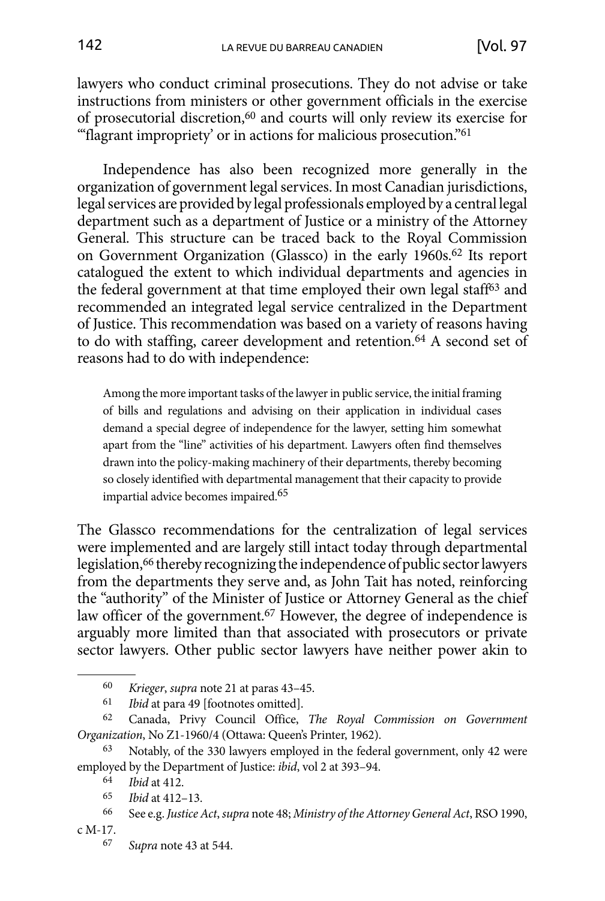lawyers who conduct criminal prosecutions. They do not advise or take instructions from ministers or other government officials in the exercise of prosecutorial discretion,[60] and courts will only review its exercise for "'flagrant impropriety' or in actions for malicious prosecution."[61]

Independence has also been recognized more generally in the organization of government legal services. In most Canadian jurisdictions, legal services are provided by legal professionals employed by a central legal department such as a department of Justice or a ministry of the Attorney General. This structure can be traced back to the Royal Commission on Government Organization (Glassco) in the early 1960s.[62] Its report catalogued the extent to which individual departments and agencies in the federal government at that time employed their own legal staff[63] and recommended an integrated legal service centralized in the Department of Justice. This recommendation was based on a variety of reasons having to do with staffing, career development and retention.[64] A second set of reasons had to do with independence:

> Among the more important tasks of the lawyer in public service, the initial framing of bills and regulations and advising on their application in individual cases demand a special degree of independence for the lawyer, setting him somewhat apart from the "line" activities of his department. Lawyers often find themselves drawn into the policy-making machinery of their departments, thereby becoming so closely identified with departmental management that their capacity to provide impartial advice becomes impaired.[65]

The Glassco recommendations for the centralization of legal services were implemented and are largely still intact today through departmental legislation,[66] thereby recognizing the independence of public sector lawyers from the departments they serve and, as John Tait has noted, reinforcing the "authority" of the Minister of Justice or Attorney General as the chief law officer of the government.[67] However, the degree of independence is arguably more limited than that associated with prosecutors or private sector lawyers. Other public sector lawyers have neither power akin to

---

60 *Krieger*, *supra* note 21 at paras 43–45.

61 *Ibid* at para 49 [footnotes omitted].

62 Canada, Privy Council Office, *The Royal Commission on Government Organization*, No Z1-1960/4 (Ottawa: Queen's Printer, 1962).

63 Notably, of the 330 lawyers employed in the federal government, only 42 were employed by the Department of Justice: *ibid*, vol 2 at 393–94.

64 *Ibid* at 412.

65 *Ibid* at 412–13.

66 See e.g. *Justice Act*, *supra* note 48; *Ministry of the Attorney General Act*, RSO 1990, c M-17.

67 *Supra* note 43 at 544.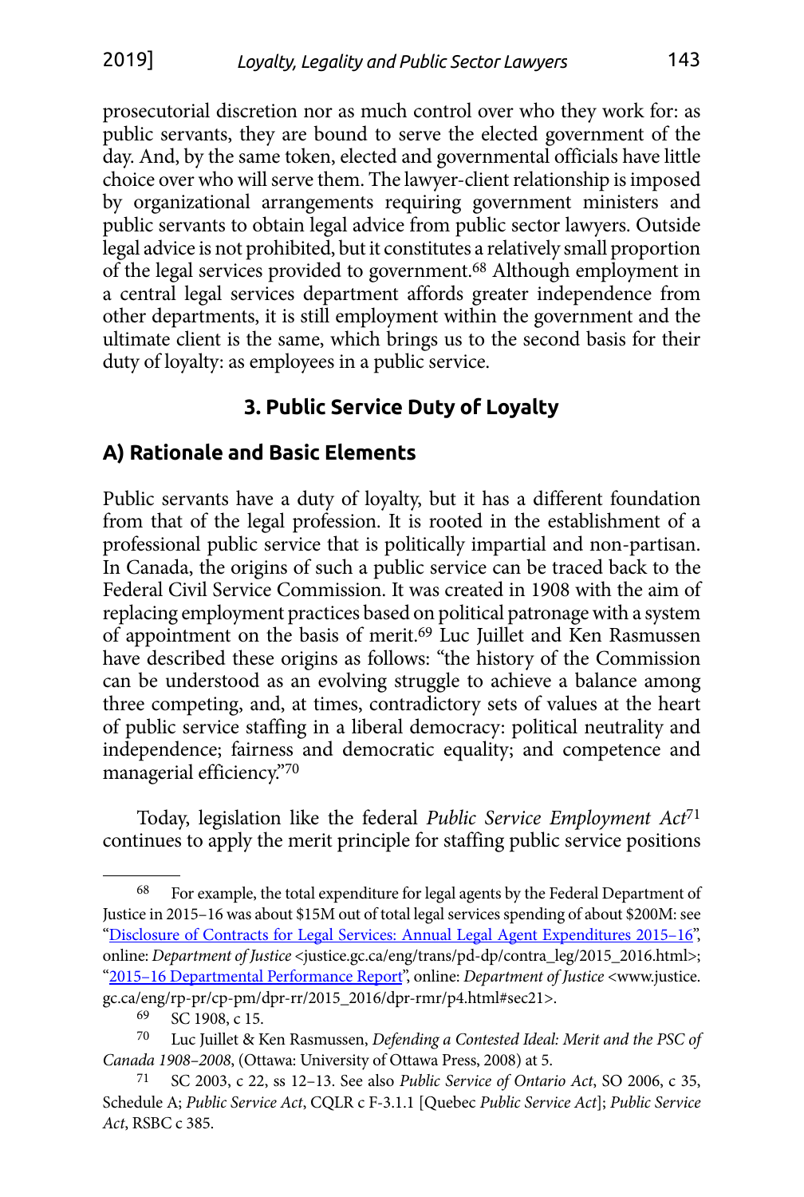prosecutorial discretion nor as much control over who they work for: as public servants, they are bound to serve the elected government of the day. And, by the same token, elected and governmental officials have little choice over who will serve them. The lawyer-client relationship is imposed by organizational arrangements requiring government ministers and public servants to obtain legal advice from public sector lawyers. Outside legal advice is not prohibited, but it constitutes a relatively small proportion of the legal services provided to government.[68] Although employment in a central legal services department affords greater independence from other departments, it is still employment within the government and the ultimate client is the same, which brings us to the second basis for their duty of loyalty: as employees in a public service.

## 3. Public Service Duty of Loyalty

### A) Rationale and Basic Elements

Public servants have a duty of loyalty, but it has a different foundation from that of the legal profession. It is rooted in the establishment of a professional public service that is politically impartial and non-partisan. In Canada, the origins of such a public service can be traced back to the Federal Civil Service Commission. It was created in 1908 with the aim of replacing employment practices based on political patronage with a system of appointment on the basis of merit.[69] Luc Juillet and Ken Rasmussen have described these origins as follows: "the history of the Commission can be understood as an evolving struggle to achieve a balance among three competing, and, at times, contradictory sets of values at the heart of public service staffing in a liberal democracy: political neutrality and independence; fairness and democratic equality; and competence and managerial efficiency."[70]

Today, legislation like the federal *Public Service Employment Act*[71] continues to apply the merit principle for staffing public service positions

---

[68] For example, the total expenditure for legal agents by the Federal Department of Justice in 2015–16 was about $15M out of total legal services spending of about $200M: see "Disclosure of Contracts for Legal Services: Annual Legal Agent Expenditures 2015–16", online: *Department of Justice* <justice.gc.ca/eng/trans/pd-dp/contra_leg/2015_2016.html>; "2015–16 Departmental Performance Report", online: *Department of Justice* <www.justice.gc.ca/eng/rp-pr/cp-pm/dpr-rr/2015_2016/dpr-rmr/p4.html#sec21>.

[69] SC 1908, c 15.

[70] Luc Juillet & Ken Rasmussen, *Defending a Contested Ideal: Merit and the PSC of Canada 1908–2008*, (Ottawa: University of Ottawa Press, 2008) at 5.

[71] SC 2003, c 22, ss 12–13. See also *Public Service of Ontario Act*, SO 2006, c 35, Schedule A; *Public Service Act*, CQLR c F-3.1.1 [Quebec *Public Service Act*]; *Public Service Act*, RSBC c 385.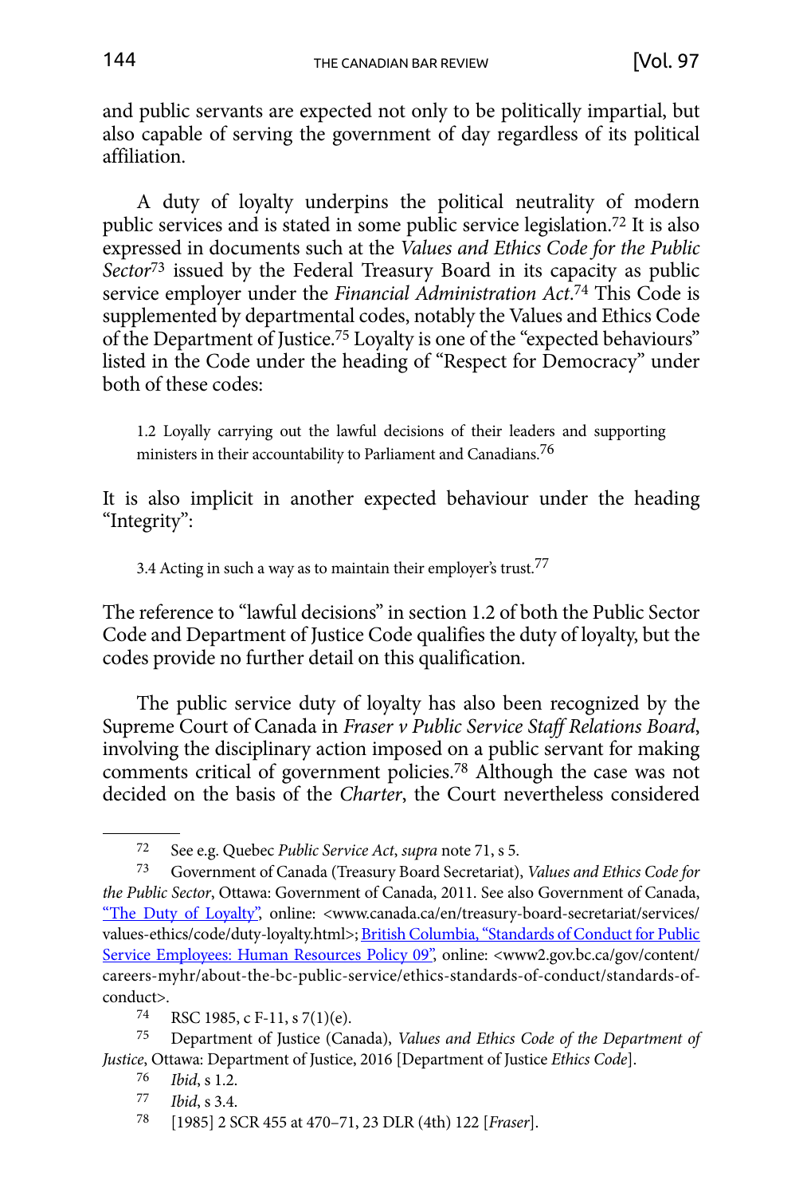and public servants are expected not only to be politically impartial, but also capable of serving the government of day regardless of its political affiliation.

A duty of loyalty underpins the political neutrality of modern public services and is stated in some public service legislation.[72] It is also expressed in documents such at the *Values and Ethics Code for the Public Sector*[73] issued by the Federal Treasury Board in its capacity as public service employer under the *Financial Administration Act*.[74] This Code is supplemented by departmental codes, notably the Values and Ethics Code of the Department of Justice.[75] Loyalty is one of the "expected behaviours" listed in the Code under the heading of "Respect for Democracy" under both of these codes:

> 1.2 Loyally carrying out the lawful decisions of their leaders and supporting ministers in their accountability to Parliament and Canadians.[76]

It is also implicit in another expected behaviour under the heading "Integrity":

> 3.4 Acting in such a way as to maintain their employer's trust.[77]

The reference to "lawful decisions" in section 1.2 of both the Public Sector Code and Department of Justice Code qualifies the duty of loyalty, but the codes provide no further detail on this qualification.

The public service duty of loyalty has also been recognized by the Supreme Court of Canada in *Fraser v Public Service Staff Relations Board*, involving the disciplinary action imposed on a public servant for making comments critical of government policies.[78] Although the case was not decided on the basis of the *Charter*, the Court nevertheless considered

---

[72] See e.g. Quebec *Public Service Act*, *supra* note 71, s 5.

[73] Government of Canada (Treasury Board Secretariat), *Values and Ethics Code for the Public Sector*, Ottawa: Government of Canada, 2011. See also Government of Canada, "The Duty of Loyalty", online: <www.canada.ca/en/treasury-board-secretariat/services/values-ethics/code/duty-loyalty.html>; British Columbia, "Standards of Conduct for Public Service Employees: Human Resources Policy 09", online: <www2.gov.bc.ca/gov/content/careers-myhr/about-the-bc-public-service/ethics-standards-of-conduct/standards-of-conduct>.

[74] RSC 1985, c F-11, s 7(1)(e).

[75] Department of Justice (Canada), *Values and Ethics Code of the Department of Justice*, Ottawa: Department of Justice, 2016 [Department of Justice *Ethics Code*].

[76] *Ibid*, s 1.2.

[77] *Ibid*, s 3.4.

[78] [1985] 2 SCR 455 at 470–71, 23 DLR (4th) 122 [*Fraser*].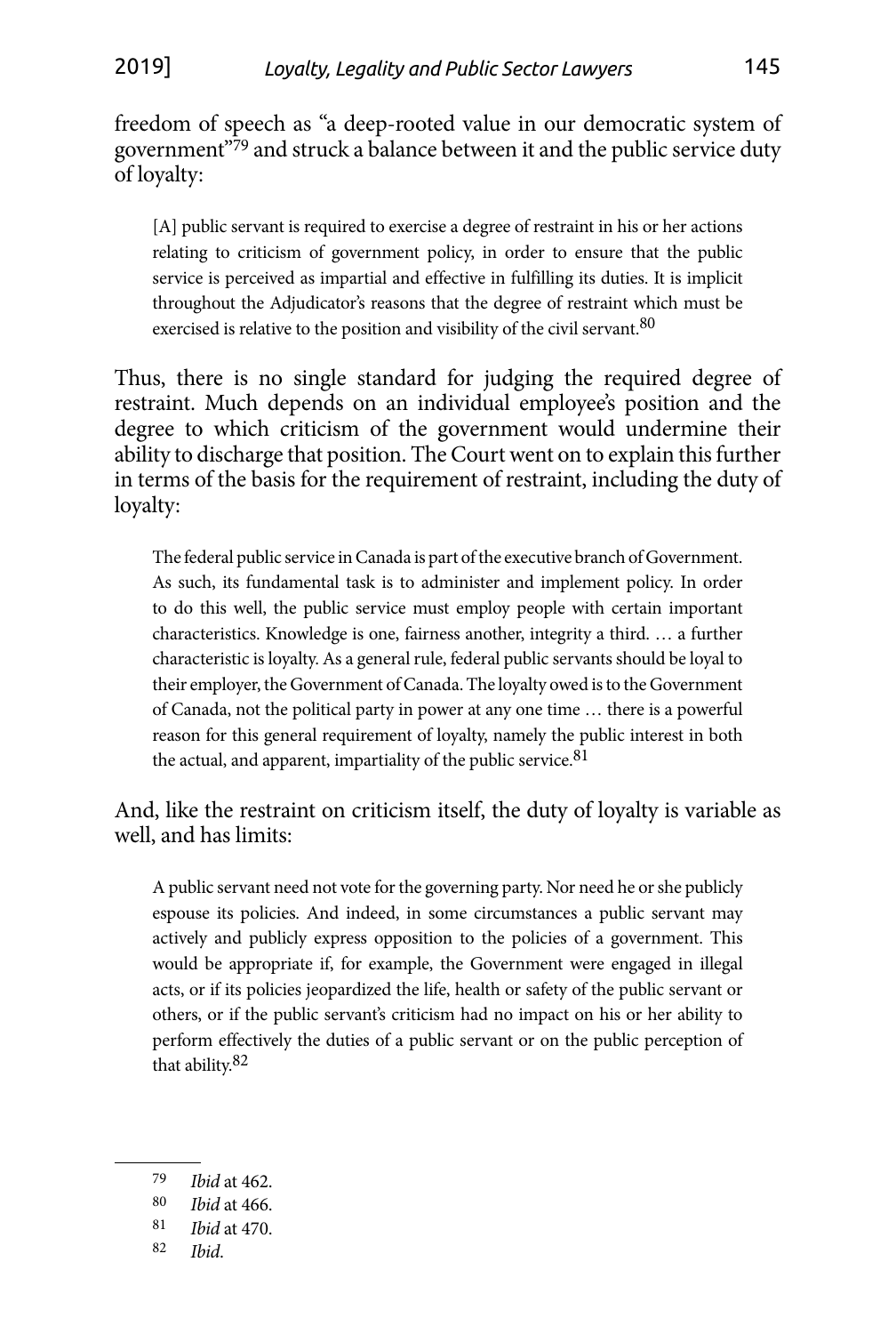freedom of speech as "a deep-rooted value in our democratic system of government"[79] and struck a balance between it and the public service duty of loyalty:

> [A] public servant is required to exercise a degree of restraint in his or her actions relating to criticism of government policy, in order to ensure that the public service is perceived as impartial and effective in fulfilling its duties. It is implicit throughout the Adjudicator's reasons that the degree of restraint which must be exercised is relative to the position and visibility of the civil servant.[80]

Thus, there is no single standard for judging the required degree of restraint. Much depends on an individual employee's position and the degree to which criticism of the government would undermine their ability to discharge that position. The Court went on to explain this further in terms of the basis for the requirement of restraint, including the duty of loyalty:

> The federal public service in Canada is part of the executive branch of Government. As such, its fundamental task is to administer and implement policy. In order to do this well, the public service must employ people with certain important characteristics. Knowledge is one, fairness another, integrity a third. … a further characteristic is loyalty. As a general rule, federal public servants should be loyal to their employer, the Government of Canada. The loyalty owed is to the Government of Canada, not the political party in power at any one time … there is a powerful reason for this general requirement of loyalty, namely the public interest in both the actual, and apparent, impartiality of the public service.[81]

And, like the restraint on criticism itself, the duty of loyalty is variable as well, and has limits:

> A public servant need not vote for the governing party. Nor need he or she publicly espouse its policies. And indeed, in some circumstances a public servant may actively and publicly express opposition to the policies of a government. This would be appropriate if, for example, the Government were engaged in illegal acts, or if its policies jeopardized the life, health or safety of the public servant or others, or if the public servant's criticism had no impact on his or her ability to perform effectively the duties of a public servant or on the public perception of that ability.[82]

---

79 *Ibid* at 462.

80 *Ibid* at 466.

81 *Ibid* at 470.

82 *Ibid.*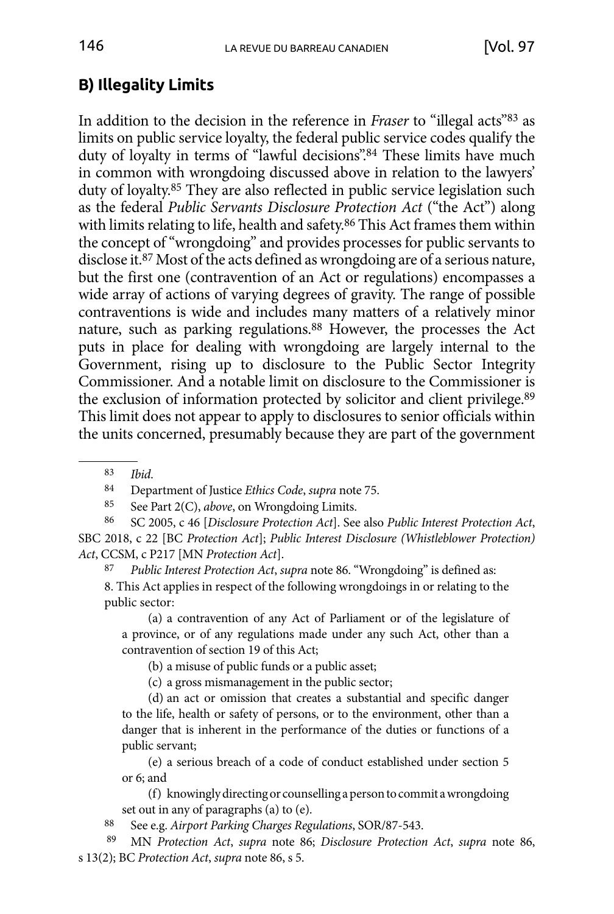## B) Illegality Limits

In addition to the decision in the reference in *Fraser* to "illegal acts"[83] as limits on public service loyalty, the federal public service codes qualify the duty of loyalty in terms of "lawful decisions".[84] These limits have much in common with wrongdoing discussed above in relation to the lawyers' duty of loyalty.[85] They are also reflected in public service legislation such as the federal *Public Servants Disclosure Protection Act* ("the Act") along with limits relating to life, health and safety.[86] This Act frames them within the concept of "wrongdoing" and provides processes for public servants to disclose it.[87] Most of the acts defined as wrongdoing are of a serious nature, but the first one (contravention of an Act or regulations) encompasses a wide array of actions of varying degrees of gravity. The range of possible contraventions is wide and includes many matters of a relatively minor nature, such as parking regulations.[88] However, the processes the Act puts in place for dealing with wrongdoing are largely internal to the Government, rising up to disclosure to the Public Sector Integrity Commissioner. And a notable limit on disclosure to the Commissioner is the exclusion of information protected by solicitor and client privilege.[89] This limit does not appear to apply to disclosures to senior officials within the units concerned, presumably because they are part of the government

---

83 *Ibid.*

84 Department of Justice *Ethics Code*, *supra* note 75.

85 See Part 2(C), *above*, on Wrongdoing Limits.

86 SC 2005, c 46 [*Disclosure Protection Act*]. See also *Public Interest Protection Act*, SBC 2018, c 22 [BC *Protection Act*]; *Public Interest Disclosure (Whistleblower Protection) Act*, CCSM, c P217 [MN *Protection Act*].

87 *Public Interest Protection Act*, *supra* note 86. "Wrongdoing" is defined as:

8. This Act applies in respect of the following wrongdoings in or relating to the public sector:

(a) a contravention of any Act of Parliament or of the legislature of a province, or of any regulations made under any such Act, other than a contravention of section 19 of this Act;

(b) a misuse of public funds or a public asset;

(c) a gross mismanagement in the public sector;

(d) an act or omission that creates a substantial and specific danger to the life, health or safety of persons, or to the environment, other than a danger that is inherent in the performance of the duties or functions of a public servant;

(e) a serious breach of a code of conduct established under section 5 or 6; and

(f) knowingly directing or counselling a person to commit a wrongdoing set out in any of paragraphs (a) to (e).

88 See e.g. *Airport Parking Charges Regulations*, SOR/87-543.

89 MN *Protection Act*, *supra* note 86; *Disclosure Protection Act*, *supra* note 86, s 13(2); BC *Protection Act*, *supra* note 86, s 5.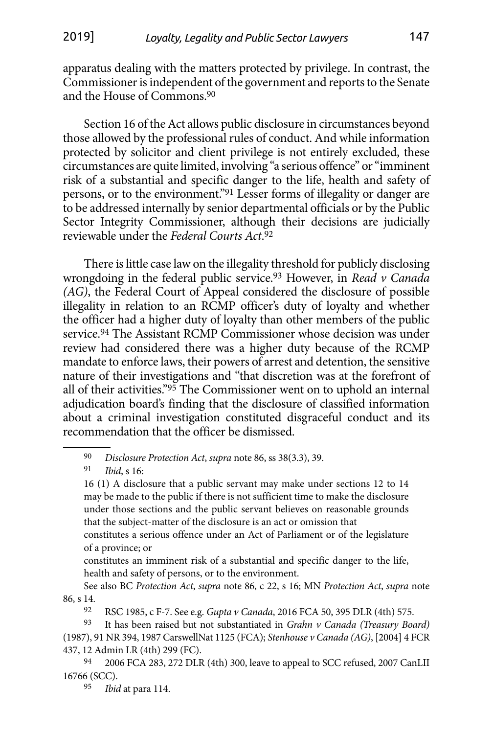apparatus dealing with the matters protected by privilege. In contrast, the Commissioner is independent of the government and reports to the Senate and the House of Commons.[90]

Section 16 of the Act allows public disclosure in circumstances beyond those allowed by the professional rules of conduct. And while information protected by solicitor and client privilege is not entirely excluded, these circumstances are quite limited, involving "a serious offence" or "imminent risk of a substantial and specific danger to the life, health and safety of persons, or to the environment."[91] Lesser forms of illegality or danger are to be addressed internally by senior departmental officials or by the Public Sector Integrity Commissioner, although their decisions are judicially reviewable under the *Federal Courts Act*.[92]

There is little case law on the illegality threshold for publicly disclosing wrongdoing in the federal public service.[93] However, in *Read v Canada (AG)*, the Federal Court of Appeal considered the disclosure of possible illegality in relation to an RCMP officer's duty of loyalty and whether the officer had a higher duty of loyalty than other members of the public service.[94] The Assistant RCMP Commissioner whose decision was under review had considered there was a higher duty because of the RCMP mandate to enforce laws, their powers of arrest and detention, the sensitive nature of their investigations and "that discretion was at the forefront of all of their activities."[95] The Commissioner went on to uphold an internal adjudication board's finding that the disclosure of classified information about a criminal investigation constituted disgraceful conduct and its recommendation that the officer be dismissed.

---

[90] *Disclosure Protection Act*, *supra* note 86, ss 38(3.3), 39.

[91] *Ibid*, s 16:

16 (1) A disclosure that a public servant may make under sections 12 to 14 may be made to the public if there is not sufficient time to make the disclosure under those sections and the public servant believes on reasonable grounds that the subject-matter of the disclosure is an act or omission that

constitutes a serious offence under an Act of Parliament or of the legislature of a province; or

constitutes an imminent risk of a substantial and specific danger to the life, health and safety of persons, or to the environment.

See also BC *Protection Act*, *supra* note 86, c 22, s 16; MN *Protection Act*, *supra* note 86, s 14.

[92] RSC 1985, c F-7. See e.g. *Gupta v Canada*, 2016 FCA 50, 395 DLR (4th) 575.

[93] It has been raised but not substantiated in *Grahn v Canada (Treasury Board)* (1987), 91 NR 394, 1987 CarswellNat 1125 (FCA); *Stenhouse v Canada (AG)*, [2004] 4 FCR 437, 12 Admin LR (4th) 299 (FC).

[94] 2006 FCA 283, 272 DLR (4th) 300, leave to appeal to SCC refused, 2007 CanLII 16766 (SCC).

[95] *Ibid* at para 114.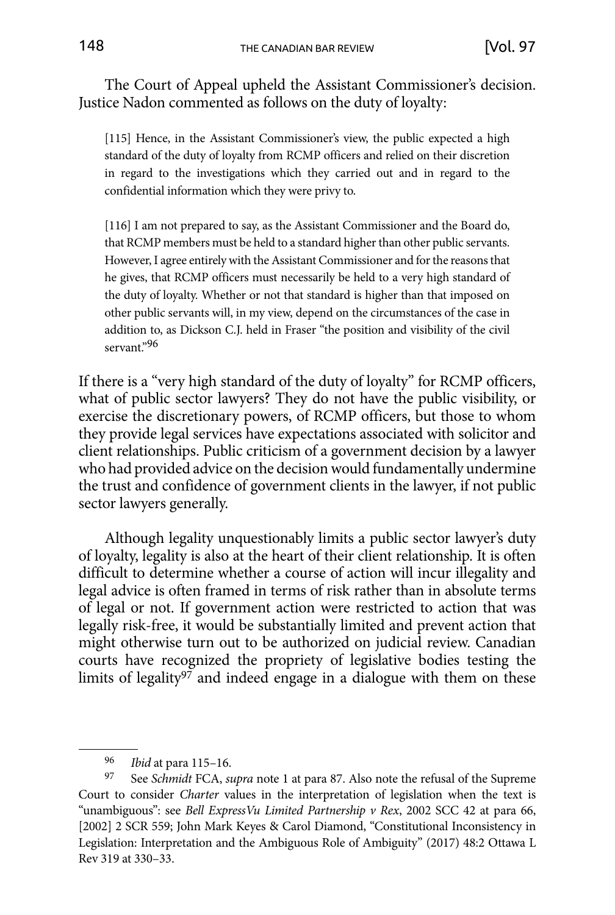The Court of Appeal upheld the Assistant Commissioner's decision. Justice Nadon commented as follows on the duty of loyalty:

> [115] Hence, in the Assistant Commissioner's view, the public expected a high standard of the duty of loyalty from RCMP officers and relied on their discretion in regard to the investigations which they carried out and in regard to the confidential information which they were privy to.
>
> [116] I am not prepared to say, as the Assistant Commissioner and the Board do, that RCMP members must be held to a standard higher than other public servants. However, I agree entirely with the Assistant Commissioner and for the reasons that he gives, that RCMP officers must necessarily be held to a very high standard of the duty of loyalty. Whether or not that standard is higher than that imposed on other public servants will, in my view, depend on the circumstances of the case in addition to, as Dickson C.J. held in Fraser "the position and visibility of the civil servant."[96]

If there is a "very high standard of the duty of loyalty" for RCMP officers, what of public sector lawyers? They do not have the public visibility, or exercise the discretionary powers, of RCMP officers, but those to whom they provide legal services have expectations associated with solicitor and client relationships. Public criticism of a government decision by a lawyer who had provided advice on the decision would fundamentally undermine the trust and confidence of government clients in the lawyer, if not public sector lawyers generally.

Although legality unquestionably limits a public sector lawyer's duty of loyalty, legality is also at the heart of their client relationship. It is often difficult to determine whether a course of action will incur illegality and legal advice is often framed in terms of risk rather than in absolute terms of legal or not. If government action were restricted to action that was legally risk-free, it would be substantially limited and prevent action that might otherwise turn out to be authorized on judicial review. Canadian courts have recognized the propriety of legislative bodies testing the limits of legality[97] and indeed engage in a dialogue with them on these

---

[96] *Ibid* at para 115–16.

[97] See *Schmidt* FCA, *supra* note 1 at para 87. Also note the refusal of the Supreme Court to consider *Charter* values in the interpretation of legislation when the text is "unambiguous": see *Bell ExpressVu Limited Partnership v Rex*, 2002 SCC 42 at para 66, [2002] 2 SCR 559; John Mark Keyes & Carol Diamond, "Constitutional Inconsistency in Legislation: Interpretation and the Ambiguous Role of Ambiguity" (2017) 48:2 Ottawa L Rev 319 at 330–33.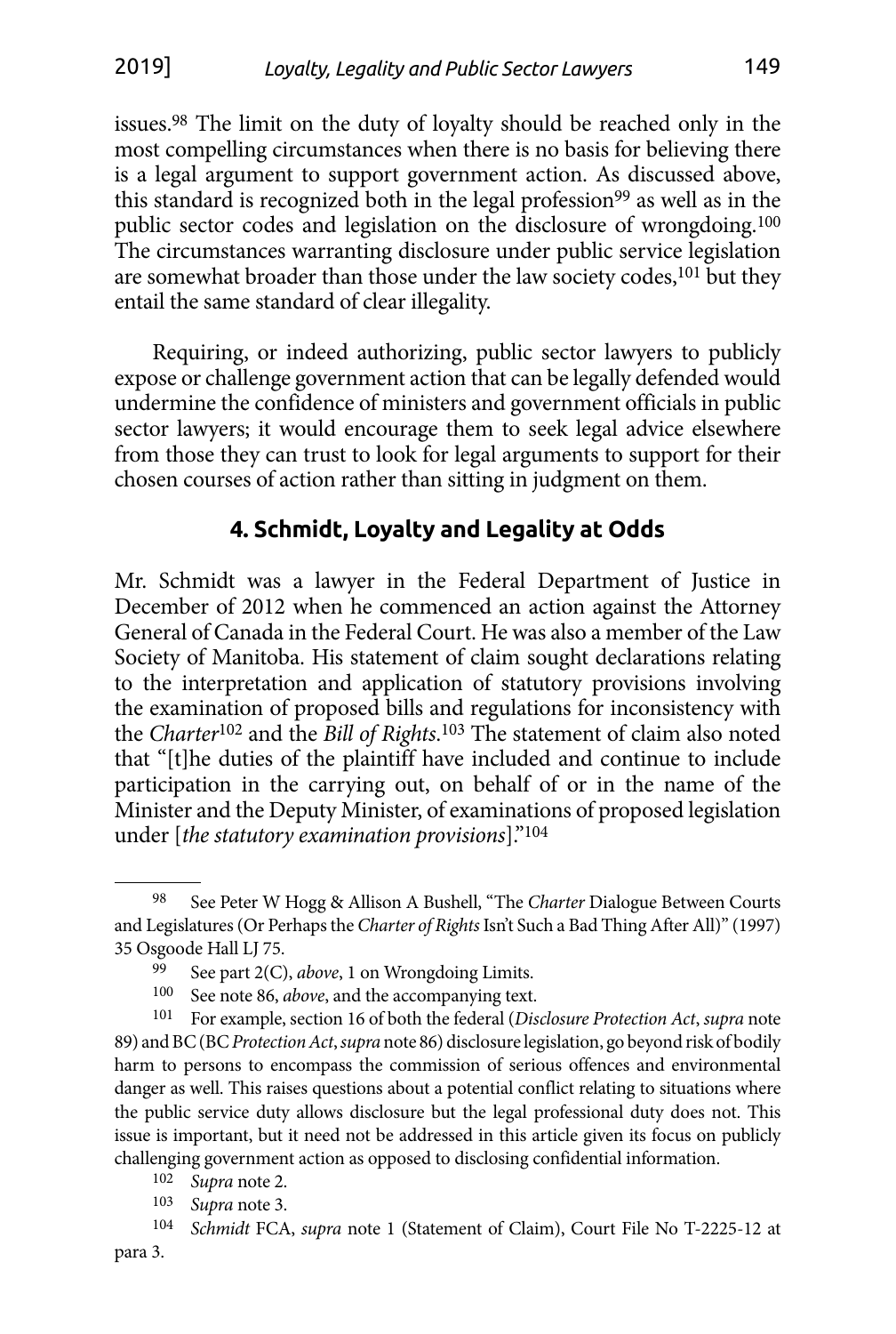issues.[98] The limit on the duty of loyalty should be reached only in the most compelling circumstances when there is no basis for believing there is a legal argument to support government action. As discussed above, this standard is recognized both in the legal profession[99] as well as in the public sector codes and legislation on the disclosure of wrongdoing.[100] The circumstances warranting disclosure under public service legislation are somewhat broader than those under the law society codes,[101] but they entail the same standard of clear illegality.

Requiring, or indeed authorizing, public sector lawyers to publicly expose or challenge government action that can be legally defended would undermine the confidence of ministers and government officials in public sector lawyers; it would encourage them to seek legal advice elsewhere from those they can trust to look for legal arguments to support for their chosen courses of action rather than sitting in judgment on them.

## 4. Schmidt, Loyalty and Legality at Odds

Mr. Schmidt was a lawyer in the Federal Department of Justice in December of 2012 when he commenced an action against the Attorney General of Canada in the Federal Court. He was also a member of the Law Society of Manitoba. His statement of claim sought declarations relating to the interpretation and application of statutory provisions involving the examination of proposed bills and regulations for inconsistency with the *Charter*[102] and the *Bill of Rights*.[103] The statement of claim also noted that "[t]he duties of the plaintiff have included and continue to include participation in the carrying out, on behalf of or in the name of the Minister and the Deputy Minister, of examinations of proposed legislation under [*the statutory examination provisions*]."[104]

---

[98] See Peter W Hogg & Allison A Bushell, "The *Charter* Dialogue Between Courts and Legislatures (Or Perhaps the *Charter of Rights* Isn't Such a Bad Thing After All)" (1997) 35 Osgoode Hall LJ 75.

[99] See part 2(C), *above*, 1 on Wrongdoing Limits.

[100] See note 86, *above*, and the accompanying text.

[101] For example, section 16 of both the federal (*Disclosure Protection Act*, *supra* note 89) and BC (BC *Protection Act*, *supra* note 86) disclosure legislation, go beyond risk of bodily harm to persons to encompass the commission of serious offences and environmental danger as well. This raises questions about a potential conflict relating to situations where the public service duty allows disclosure but the legal professional duty does not. This issue is important, but it need not be addressed in this article given its focus on publicly challenging government action as opposed to disclosing confidential information.

[102] *Supra* note 2.

[103] *Supra* note 3.

[104] *Schmidt* FCA, *supra* note 1 (Statement of Claim), Court File No T-2225-12 at para 3.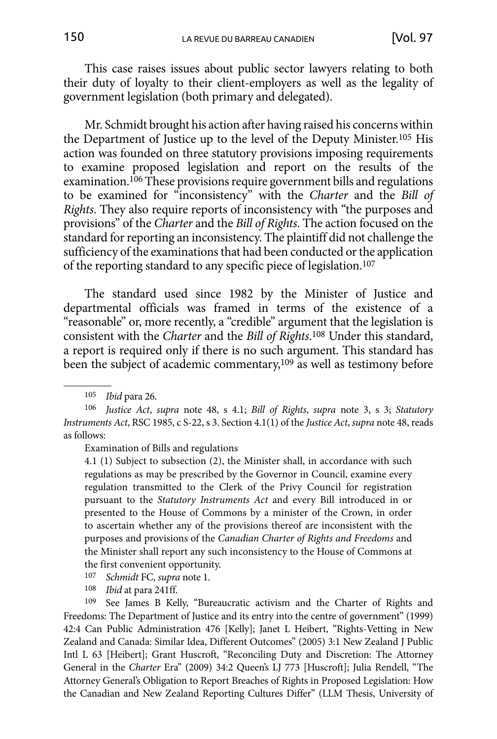This case raises issues about public sector lawyers relating to both their duty of loyalty to their client-employers as well as the legality of government legislation (both primary and delegated).

Mr. Schmidt brought his action after having raised his concerns within the Department of Justice up to the level of the Deputy Minister.[105] His action was founded on three statutory provisions imposing requirements to examine proposed legislation and report on the results of the examination.[106] These provisions require government bills and regulations to be examined for "inconsistency" with the *Charter* and the *Bill of Rights*. They also require reports of inconsistency with "the purposes and provisions" of the *Charter* and the *Bill of Rights*. The action focused on the standard for reporting an inconsistency. The plaintiff did not challenge the sufficiency of the examinations that had been conducted or the application of the reporting standard to any specific piece of legislation.[107]

The standard used since 1982 by the Minister of Justice and departmental officials was framed in terms of the existence of a "reasonable" or, more recently, a "credible" argument that the legislation is consistent with the *Charter* and the *Bill of Rights*.[108] Under this standard, a report is required only if there is no such argument. This standard has been the subject of academic commentary,[109] as well as testimony before

---

105 *Ibid* para 26.

106 *Justice Act*, *supra* note 48, s 4.1; *Bill of Rights*, *supra* note 3, s 3; *Statutory Instruments Act*, RSC 1985, c S-22, s 3. Section 4.1(1) of the *Justice Act*, *supra* note 48, reads as follows:

> Examination of Bills and regulations
>
> 4.1 (1) Subject to subsection (2), the Minister shall, in accordance with such regulations as may be prescribed by the Governor in Council, examine every regulation transmitted to the Clerk of the Privy Council for registration pursuant to the *Statutory Instruments Act* and every Bill introduced in or presented to the House of Commons by a minister of the Crown, in order to ascertain whether any of the provisions thereof are inconsistent with the purposes and provisions of the *Canadian Charter of Rights and Freedoms* and the Minister shall report any such inconsistency to the House of Commons at the first convenient opportunity.

107 *Schmidt* FC, *supra* note 1.

108 *Ibid* at para 241ff.

109 See James B Kelly, "Bureaucratic activism and the Charter of Rights and Freedoms: The Department of Justice and its entry into the centre of government" (1999) 42:4 Can Public Administration 476 [Kelly]; Janet L Heibert, "Rights-Vetting in New Zealand and Canada: Similar Idea, Different Outcomes" (2005) 3:1 New Zealand J Public Intl L 63 [Heibert]; Grant Huscroft, "Reconciling Duty and Discretion: The Attorney General in the *Charter* Era" (2009) 34:2 Queen's LJ 773 [Huscroft]; Julia Rendell, "The Attorney General's Obligation to Report Breaches of Rights in Proposed Legislation: How the Canadian and New Zealand Reporting Cultures Differ" (LLM Thesis, University of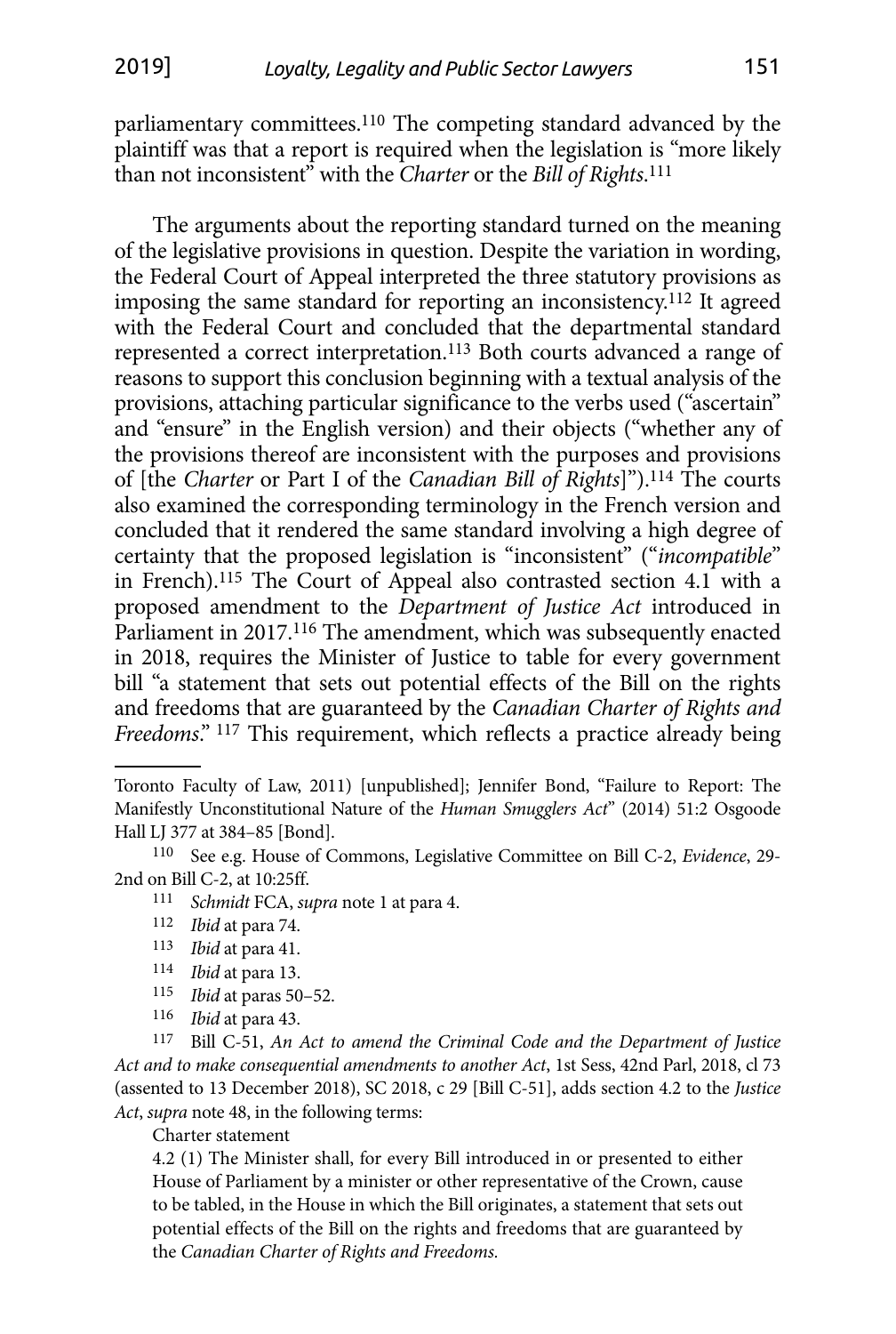parliamentary committees.[110] The competing standard advanced by the plaintiff was that a report is required when the legislation is "more likely than not inconsistent" with the *Charter* or the *Bill of Rights*.[111]

The arguments about the reporting standard turned on the meaning of the legislative provisions in question. Despite the variation in wording, the Federal Court of Appeal interpreted the three statutory provisions as imposing the same standard for reporting an inconsistency.[112] It agreed with the Federal Court and concluded that the departmental standard represented a correct interpretation.[113] Both courts advanced a range of reasons to support this conclusion beginning with a textual analysis of the provisions, attaching particular significance to the verbs used ("ascertain" and "ensure" in the English version) and their objects ("whether any of the provisions thereof are inconsistent with the purposes and provisions of [the *Charter* or Part I of the *Canadian Bill of Rights*]").[114] The courts also examined the corresponding terminology in the French version and concluded that it rendered the same standard involving a high degree of certainty that the proposed legislation is "inconsistent" ("*incompatible*" in French).[115] The Court of Appeal also contrasted section 4.1 with a proposed amendment to the *Department of Justice Act* introduced in Parliament in 2017.[116] The amendment, which was subsequently enacted in 2018, requires the Minister of Justice to table for every government bill "a statement that sets out potential effects of the Bill on the rights and freedoms that are guaranteed by the *Canadian Charter of Rights and Freedoms*." [117] This requirement, which reflects a practice already being

---

Toronto Faculty of Law, 2011) [unpublished]; Jennifer Bond, "Failure to Report: The Manifestly Unconstitutional Nature of the *Human Smugglers Act*" (2014) 51:2 Osgoode Hall LJ 377 at 384–85 [Bond].

110 See e.g. House of Commons, Legislative Committee on Bill C-2, *Evidence*, 29-2nd on Bill C-2, at 10:25ff.

111 *Schmidt* FCA, *supra* note 1 at para 4.

112 *Ibid* at para 74.

113 *Ibid* at para 41.

114 *Ibid* at para 13.

115 *Ibid* at paras 50–52.

116 *Ibid* at para 43.

117 Bill C-51, *An Act to amend the Criminal Code and the Department of Justice Act and to make consequential amendments to another Act*, 1st Sess, 42nd Parl, 2018, cl 73 (assented to 13 December 2018), SC 2018, c 29 [Bill C-51], adds section 4.2 to the *Justice Act*, *supra* note 48, in the following terms:

Charter statement

4.2 (1) The Minister shall, for every Bill introduced in or presented to either House of Parliament by a minister or other representative of the Crown, cause to be tabled, in the House in which the Bill originates, a statement that sets out potential effects of the Bill on the rights and freedoms that are guaranteed by the *Canadian Charter of Rights and Freedoms*.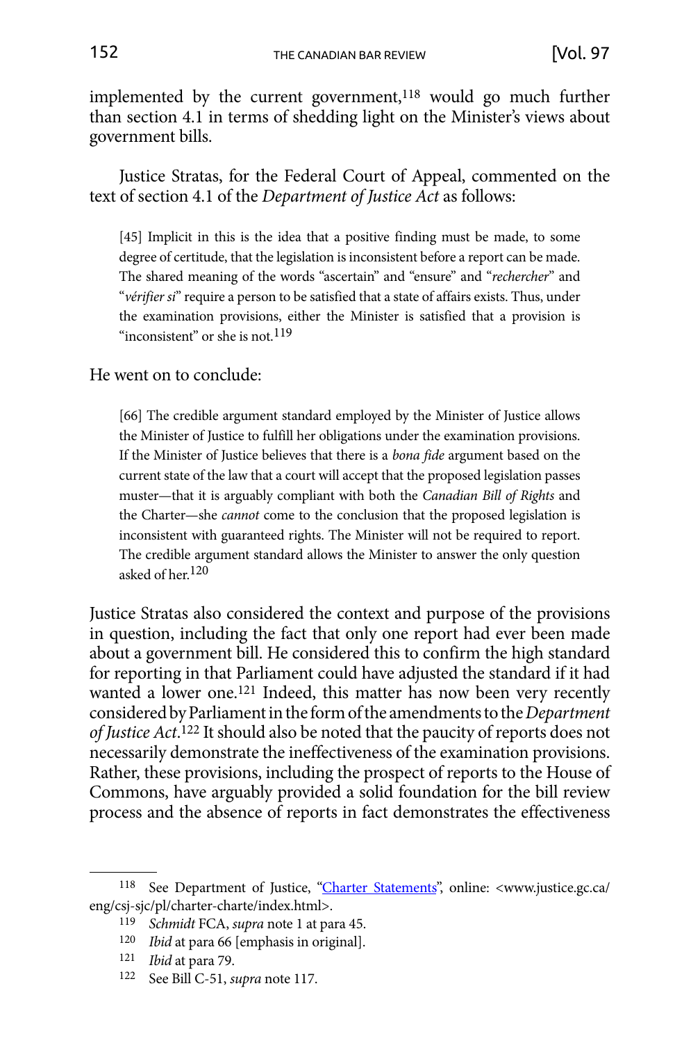implemented by the current government,[118] would go much further than section 4.1 in terms of shedding light on the Minister's views about government bills.

Justice Stratas, for the Federal Court of Appeal, commented on the text of section 4.1 of the *Department of Justice Act* as follows:

> [45] Implicit in this is the idea that a positive finding must be made, to some degree of certitude, that the legislation is inconsistent before a report can be made. The shared meaning of the words "ascertain" and "ensure" and "*rechercher*" and "*vérifier si*" require a person to be satisfied that a state of affairs exists. Thus, under the examination provisions, either the Minister is satisfied that a provision is "inconsistent" or she is not.[119]

He went on to conclude:

> [66] The credible argument standard employed by the Minister of Justice allows the Minister of Justice to fulfill her obligations under the examination provisions. If the Minister of Justice believes that there is a *bona fide* argument based on the current state of the law that a court will accept that the proposed legislation passes muster—that it is arguably compliant with both the *Canadian Bill of Rights* and the Charter—she *cannot* come to the conclusion that the proposed legislation is inconsistent with guaranteed rights. The Minister will not be required to report. The credible argument standard allows the Minister to answer the only question asked of her.[120]

Justice Stratas also considered the context and purpose of the provisions in question, including the fact that only one report had ever been made about a government bill. He considered this to confirm the high standard for reporting in that Parliament could have adjusted the standard if it had wanted a lower one.[121] Indeed, this matter has now been very recently considered by Parliament in the form of the amendments to the *Department of Justice Act*.[122] It should also be noted that the paucity of reports does not necessarily demonstrate the ineffectiveness of the examination provisions. Rather, these provisions, including the prospect of reports to the House of Commons, have arguably provided a solid foundation for the bill review process and the absence of reports in fact demonstrates the effectiveness

---

118 See Department of Justice, "Charter Statements", online: <www.justice.gc.ca/eng/csj-sjc/pl/charter-charte/index.html>.

119 *Schmidt* FCA, *supra* note 1 at para 45.

120 *Ibid* at para 66 [emphasis in original].

121 *Ibid* at para 79.

122 See Bill C-51, *supra* note 117.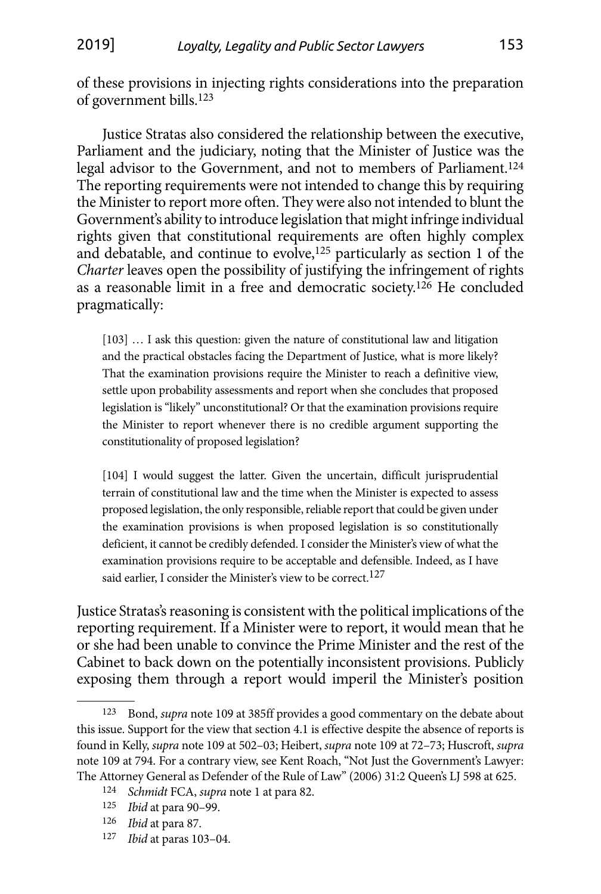of these provisions in injecting rights considerations into the preparation of government bills.[123]

Justice Stratas also considered the relationship between the executive, Parliament and the judiciary, noting that the Minister of Justice was the legal advisor to the Government, and not to members of Parliament.[124] The reporting requirements were not intended to change this by requiring the Minister to report more often. They were also not intended to blunt the Government's ability to introduce legislation that might infringe individual rights given that constitutional requirements are often highly complex and debatable, and continue to evolve,[125] particularly as section 1 of the *Charter* leaves open the possibility of justifying the infringement of rights as a reasonable limit in a free and democratic society.[126] He concluded pragmatically:

> [103] … I ask this question: given the nature of constitutional law and litigation and the practical obstacles facing the Department of Justice, what is more likely? That the examination provisions require the Minister to reach a definitive view, settle upon probability assessments and report when she concludes that proposed legislation is "likely" unconstitutional? Or that the examination provisions require the Minister to report whenever there is no credible argument supporting the constitutionality of proposed legislation?
>
> [104] I would suggest the latter. Given the uncertain, difficult jurisprudential terrain of constitutional law and the time when the Minister is expected to assess proposed legislation, the only responsible, reliable report that could be given under the examination provisions is when proposed legislation is so constitutionally deficient, it cannot be credibly defended. I consider the Minister's view of what the examination provisions require to be acceptable and defensible. Indeed, as I have said earlier, I consider the Minister's view to be correct.[127]

Justice Stratas's reasoning is consistent with the political implications of the reporting requirement. If a Minister were to report, it would mean that he or she had been unable to convince the Prime Minister and the rest of the Cabinet to back down on the potentially inconsistent provisions. Publicly exposing them through a report would imperil the Minister's position

---

[123] Bond, *supra* note 109 at 385ff provides a good commentary on the debate about this issue. Support for the view that section 4.1 is effective despite the absence of reports is found in Kelly, *supra* note 109 at 502–03; Heibert, *supra* note 109 at 72–73; Huscroft, *supra* note 109 at 794. For a contrary view, see Kent Roach, "Not Just the Government's Lawyer: The Attorney General as Defender of the Rule of Law" (2006) 31:2 Queen's LJ 598 at 625.

[124] *Schmidt* FCA, *supra* note 1 at para 82.

[125] *Ibid* at para 90–99.

[126] *Ibid* at para 87.

[127] *Ibid* at paras 103–04.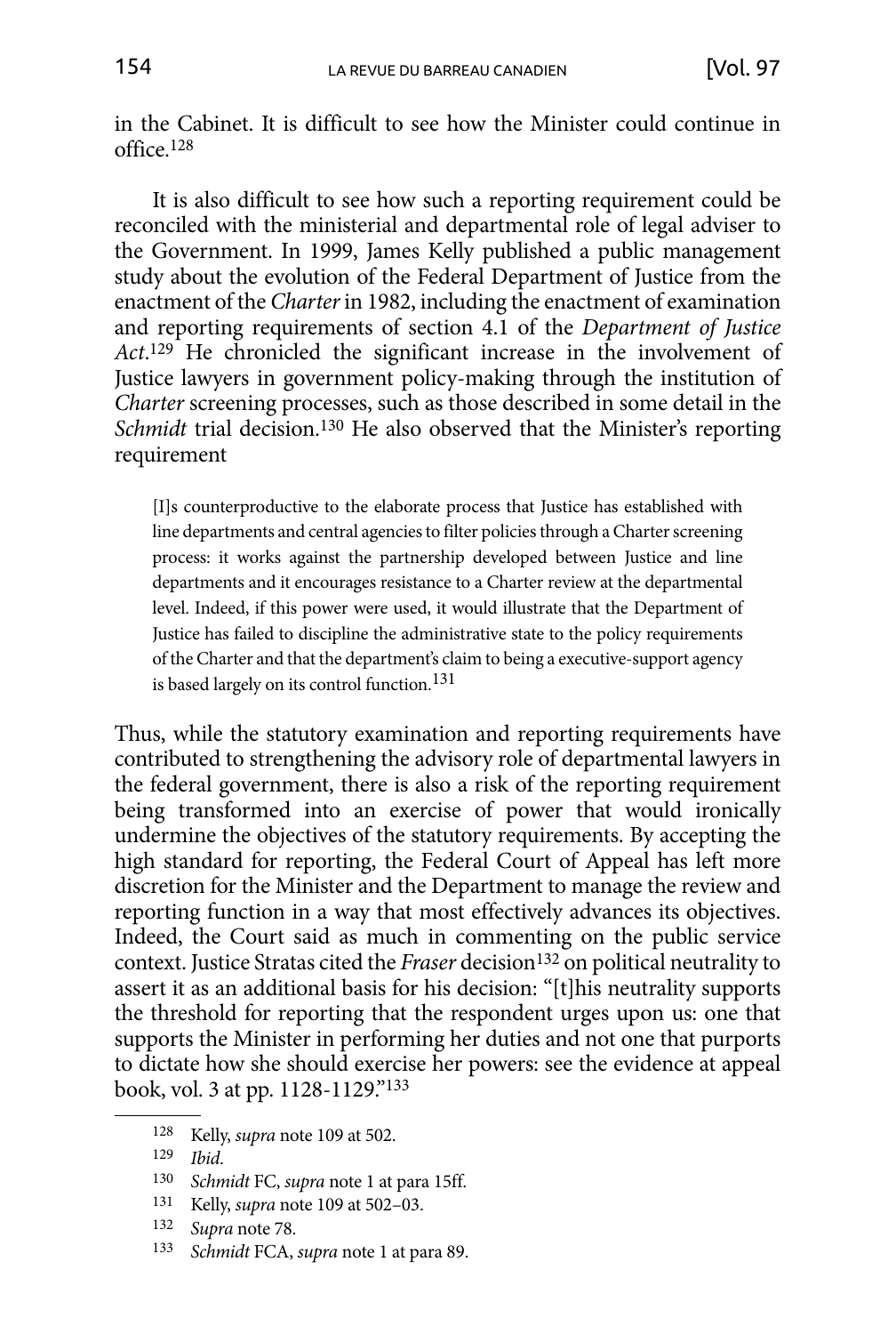in the Cabinet. It is difficult to see how the Minister could continue in office.[128]

It is also difficult to see how such a reporting requirement could be reconciled with the ministerial and departmental role of legal adviser to the Government. In 1999, James Kelly published a public management study about the evolution of the Federal Department of Justice from the enactment of the *Charter* in 1982, including the enactment of examination and reporting requirements of section 4.1 of the *Department of Justice Act*.[129] He chronicled the significant increase in the involvement of Justice lawyers in government policy-making through the institution of *Charter* screening processes, such as those described in some detail in the *Schmidt* trial decision.[130] He also observed that the Minister's reporting requirement

> [I]s counterproductive to the elaborate process that Justice has established with line departments and central agencies to filter policies through a Charter screening process: it works against the partnership developed between Justice and line departments and it encourages resistance to a Charter review at the departmental level. Indeed, if this power were used, it would illustrate that the Department of Justice has failed to discipline the administrative state to the policy requirements of the Charter and that the department's claim to being a executive-support agency is based largely on its control function.[131]

Thus, while the statutory examination and reporting requirements have contributed to strengthening the advisory role of departmental lawyers in the federal government, there is also a risk of the reporting requirement being transformed into an exercise of power that would ironically undermine the objectives of the statutory requirements. By accepting the high standard for reporting, the Federal Court of Appeal has left more discretion for the Minister and the Department to manage the review and reporting function in a way that most effectively advances its objectives. Indeed, the Court said as much in commenting on the public service context. Justice Stratas cited the *Fraser* decision[132] on political neutrality to assert it as an additional basis for his decision: "[t]his neutrality supports the threshold for reporting that the respondent urges upon us: one that supports the Minister in performing her duties and not one that purports to dictate how she should exercise her powers: see the evidence at appeal book, vol. 3 at pp. 1128-1129."[133]

---

128 Kelly, *supra* note 109 at 502.

129 *Ibid*.

130 *Schmidt* FC, *supra* note 1 at para 15ff.

131 Kelly, *supra* note 109 at 502–03.

132 *Supra* note 78.

133 *Schmidt* FCA, *supra* note 1 at para 89.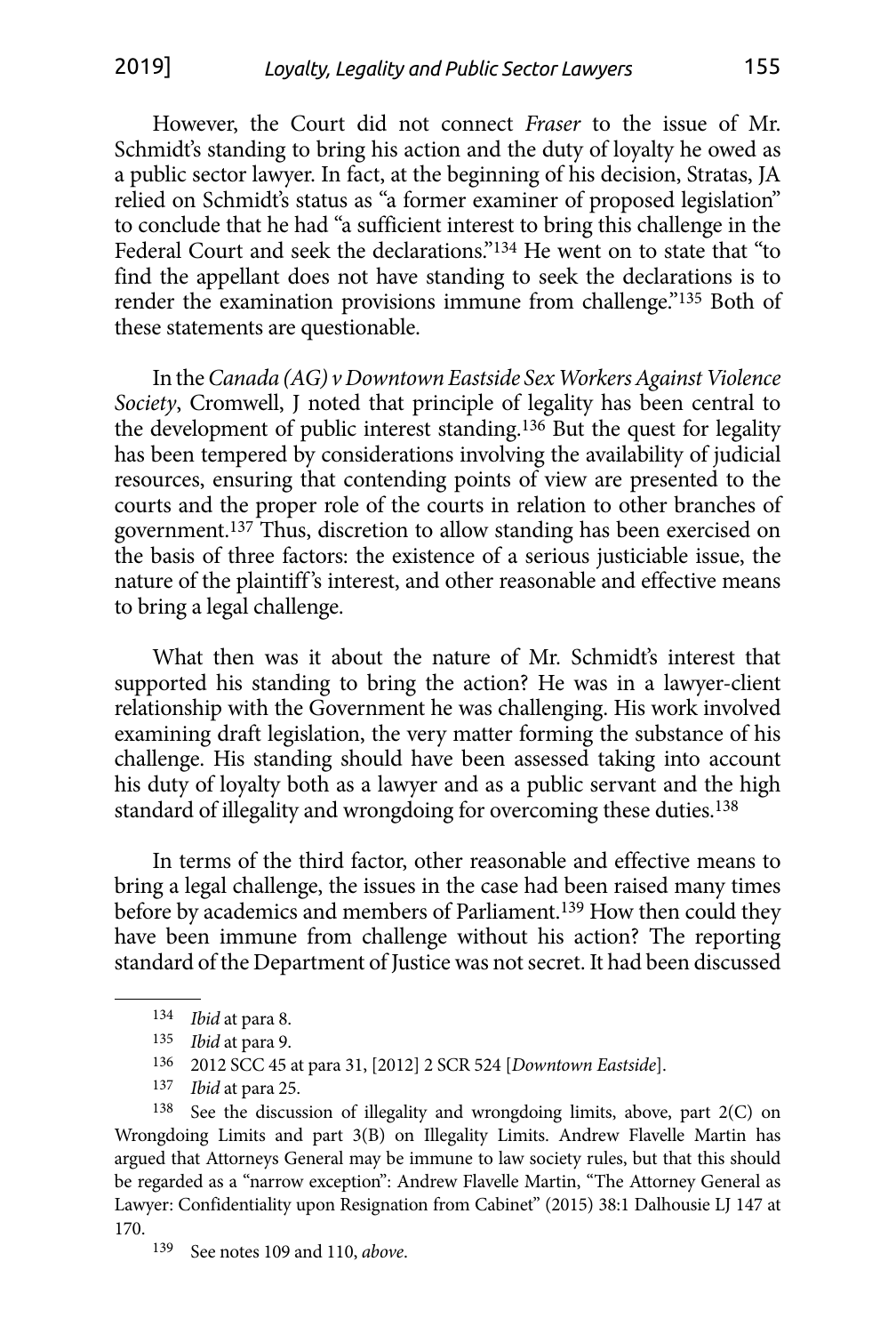However, the Court did not connect *Fraser* to the issue of Mr. Schmidt's standing to bring his action and the duty of loyalty he owed as a public sector lawyer. In fact, at the beginning of his decision, Stratas, JA relied on Schmidt's status as "a former examiner of proposed legislation" to conclude that he had "a sufficient interest to bring this challenge in the Federal Court and seek the declarations."[134] He went on to state that "to find the appellant does not have standing to seek the declarations is to render the examination provisions immune from challenge."[135] Both of these statements are questionable.

In the *Canada (AG) v Downtown Eastside Sex Workers Against Violence Society*, Cromwell, J noted that principle of legality has been central to the development of public interest standing.[136] But the quest for legality has been tempered by considerations involving the availability of judicial resources, ensuring that contending points of view are presented to the courts and the proper role of the courts in relation to other branches of government.[137] Thus, discretion to allow standing has been exercised on the basis of three factors: the existence of a serious justiciable issue, the nature of the plaintiff's interest, and other reasonable and effective means to bring a legal challenge.

What then was it about the nature of Mr. Schmidt's interest that supported his standing to bring the action? He was in a lawyer-client relationship with the Government he was challenging. His work involved examining draft legislation, the very matter forming the substance of his challenge. His standing should have been assessed taking into account his duty of loyalty both as a lawyer and as a public servant and the high standard of illegality and wrongdoing for overcoming these duties.[138]

In terms of the third factor, other reasonable and effective means to bring a legal challenge, the issues in the case had been raised many times before by academics and members of Parliament.[139] How then could they have been immune from challenge without his action? The reporting standard of the Department of Justice was not secret. It had been discussed

---

134 *Ibid* at para 8.

135 *Ibid* at para 9.

136 2012 SCC 45 at para 31, [2012] 2 SCR 524 [*Downtown Eastside*].

137 *Ibid* at para 25.

138 See the discussion of illegality and wrongdoing limits, above, part 2(C) on Wrongdoing Limits and part 3(B) on Illegality Limits. Andrew Flavelle Martin has argued that Attorneys General may be immune to law society rules, but that this should be regarded as a "narrow exception": Andrew Flavelle Martin, "The Attorney General as Lawyer: Confidentiality upon Resignation from Cabinet" (2015) 38:1 Dalhousie LJ 147 at 170.

139 See notes 109 and 110, *above*.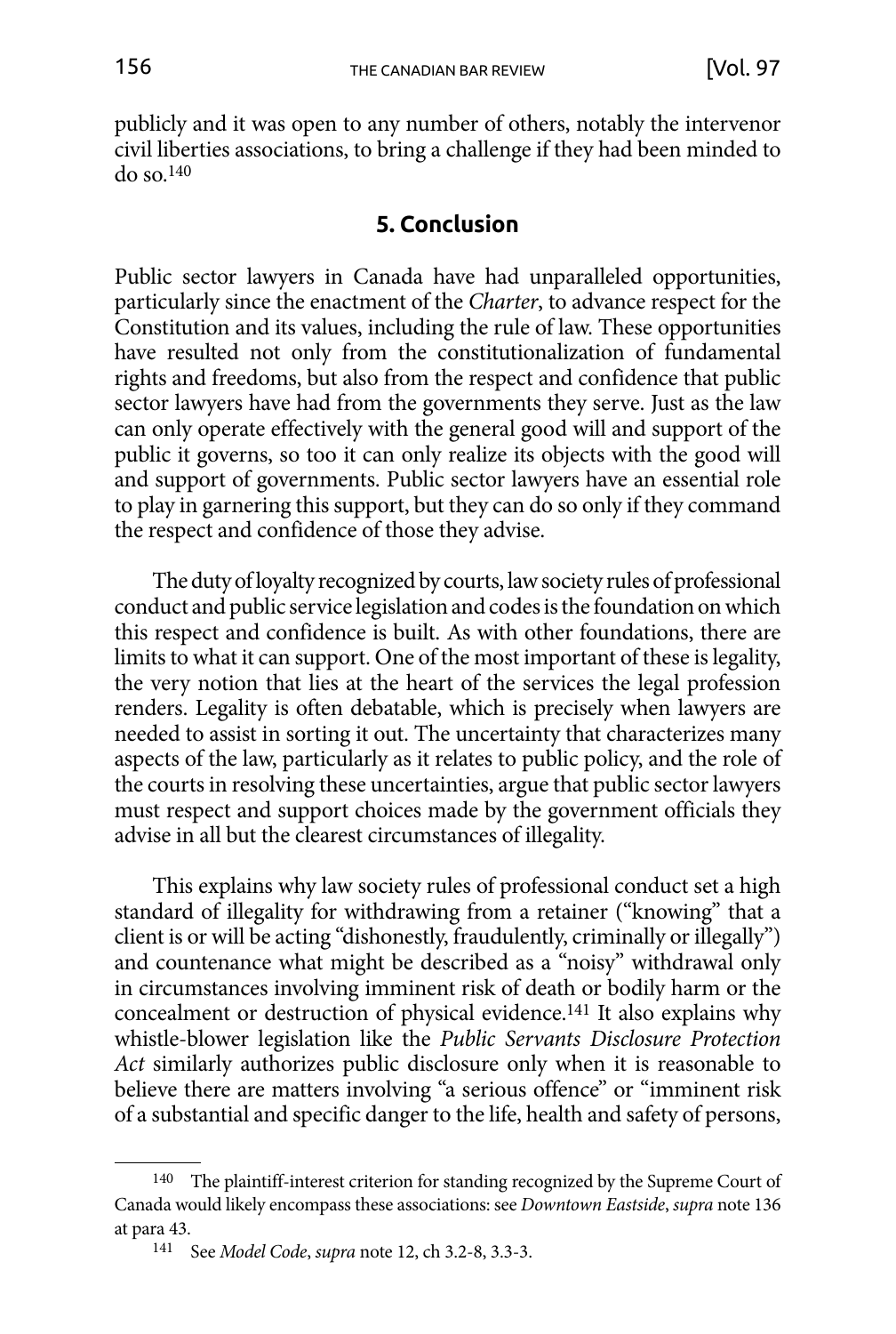publicly and it was open to any number of others, notably the intervenor civil liberties associations, to bring a challenge if they had been minded to do so.[140]

## 5. Conclusion

Public sector lawyers in Canada have had unparalleled opportunities, particularly since the enactment of the *Charter*, to advance respect for the Constitution and its values, including the rule of law. These opportunities have resulted not only from the constitutionalization of fundamental rights and freedoms, but also from the respect and confidence that public sector lawyers have had from the governments they serve. Just as the law can only operate effectively with the general good will and support of the public it governs, so too it can only realize its objects with the good will and support of governments. Public sector lawyers have an essential role to play in garnering this support, but they can do so only if they command the respect and confidence of those they advise.

The duty of loyalty recognized by courts, law society rules of professional conduct and public service legislation and codes is the foundation on which this respect and confidence is built. As with other foundations, there are limits to what it can support. One of the most important of these is legality, the very notion that lies at the heart of the services the legal profession renders. Legality is often debatable, which is precisely when lawyers are needed to assist in sorting it out. The uncertainty that characterizes many aspects of the law, particularly as it relates to public policy, and the role of the courts in resolving these uncertainties, argue that public sector lawyers must respect and support choices made by the government officials they advise in all but the clearest circumstances of illegality.

This explains why law society rules of professional conduct set a high standard of illegality for withdrawing from a retainer ("knowing" that a client is or will be acting "dishonestly, fraudulently, criminally or illegally") and countenance what might be described as a "noisy" withdrawal only in circumstances involving imminent risk of death or bodily harm or the concealment or destruction of physical evidence.[141] It also explains why whistle-blower legislation like the *Public Servants Disclosure Protection Act* similarly authorizes public disclosure only when it is reasonable to believe there are matters involving "a serious offence" or "imminent risk of a substantial and specific danger to the life, health and safety of persons,

---

[140] The plaintiff-interest criterion for standing recognized by the Supreme Court of Canada would likely encompass these associations: see *Downtown Eastside*, *supra* note 136 at para 43.

[141] See *Model Code*, *supra* note 12, ch 3.2-8, 3.3-3.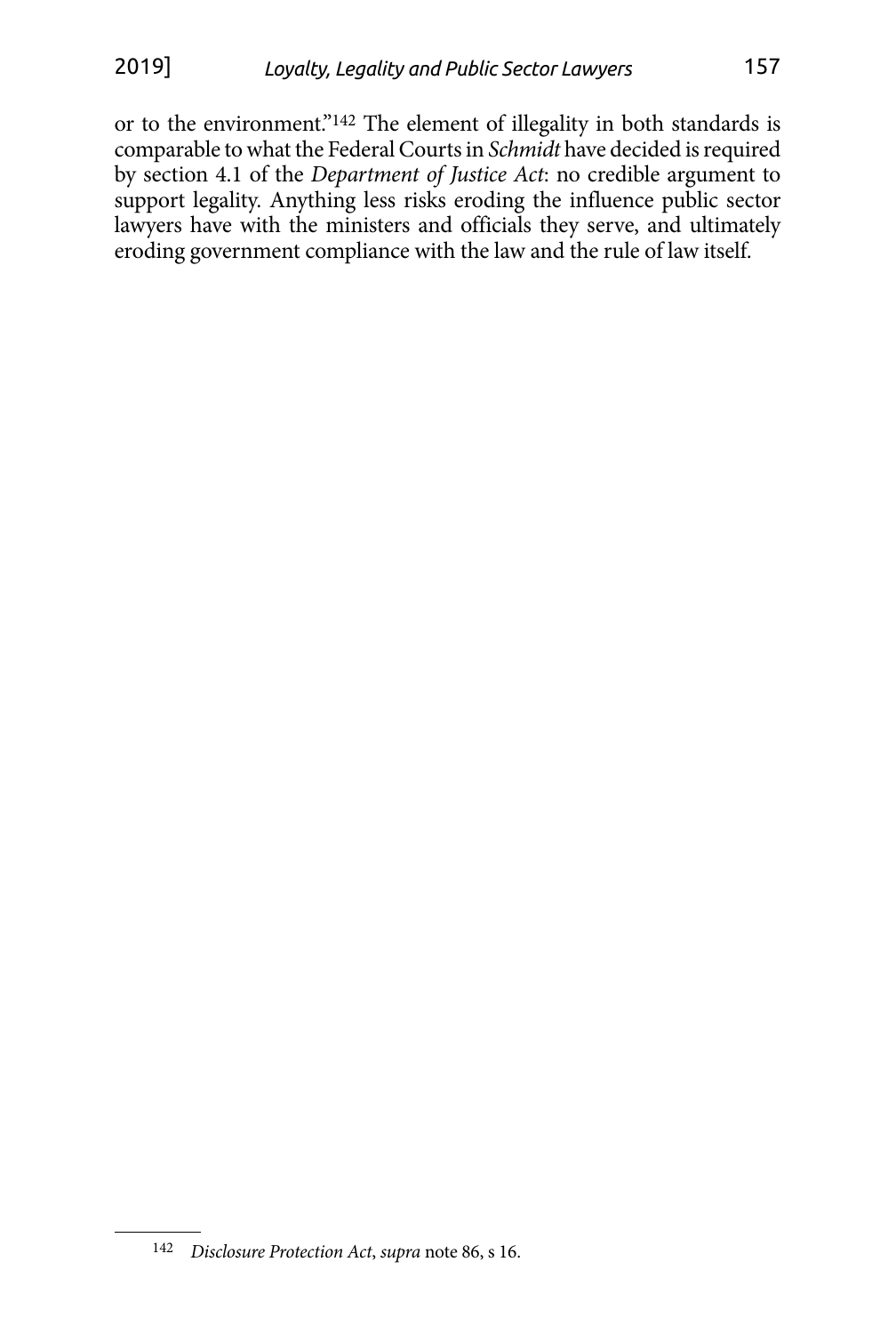or to the environment."[142] The element of illegality in both standards is comparable to what the Federal Courts in *Schmidt* have decided is required by section 4.1 of the *Department of Justice Act*: no credible argument to support legality. Anything less risks eroding the influence public sector lawyers have with the ministers and officials they serve, and ultimately eroding government compliance with the law and the rule of law itself.

---

142 *Disclosure Protection Act*, *supra* note 86, s 16.